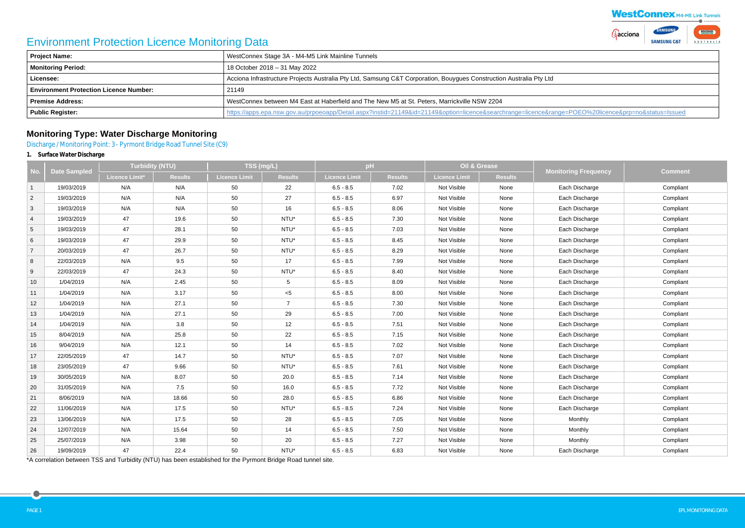# Environment Protection Licence Monitoring Data

| Project Name: | WestConnex Stage 3A - M4-M5 Link Mainline Tunnels |
|---|---|
| Monitoring Period: | 18 October 2018 – 31 May 2022 |
| Licensee: | Acciona Infrastructure Projects Australia Pty Ltd, Samsung C&T Corporation, Bouygues Construction Australia Pty Ltd |
| Environment Protection Licence Number: | 21149 |
| Premise Address: | WestConnex between M4 East at Haberfield and The New M5 at St. Peters, Marrickville NSW 2204 |
| Public Register: | https://apps.epa.nsw.gov.au/prpoeoapp/Detail.aspx?instid=21149&id=21149&option=licence&searchrange=licence&range=POEO%20licence&prp=no&status=Issued |

## Monitoring Type: Water Discharge Monitoring

Discharge / Monitoring Point: 3 - Pyrmont Bridge Road Tunnel Site (C9)

### 1. Surface Water Discharge

| No. | Date Sampled | Turbidity (NTU) | | TSS (mg/L) | | pH | | Oil & Grease | | Monitoring Frequency | Comment |
|---|---|---|---|---|---|---|---|---|---|---|---|
| | | Licence Limit* | Results | Licence Limit | Results | Licence Limit | Results | Licence Limit | Results | | |
| 1 | 19/03/2019 | N/A | N/A | 50 | 22 | 6.5 - 8.5 | 7.02 | Not Visible | None | Each Discharge | Compliant |
| 2 | 19/03/2019 | N/A | N/A | 50 | 27 | 6.5 - 8.5 | 6.97 | Not Visible | None | Each Discharge | Compliant |
| 3 | 19/03/2019 | N/A | N/A | 50 | 16 | 6.5 - 8.5 | 8.06 | Not Visible | None | Each Discharge | Compliant |
| 4 | 19/03/2019 | 47 | 19.6 | 50 | NTU* | 6.5 - 8.5 | 7.30 | Not Visible | None | Each Discharge | Compliant |
| 5 | 19/03/2019 | 47 | 28.1 | 50 | NTU* | 6.5 - 8.5 | 7.03 | Not Visible | None | Each Discharge | Compliant |
| 6 | 19/03/2019 | 47 | 29.9 | 50 | NTU* | 6.5 - 8.5 | 8.45 | Not Visible | None | Each Discharge | Compliant |
| 7 | 20/03/2019 | 47 | 26.7 | 50 | NTU* | 6.5 - 8.5 | 8.29 | Not Visible | None | Each Discharge | Compliant |
| 8 | 22/03/2019 | N/A | 9.5 | 50 | 17 | 6.5 - 8.5 | 7.99 | Not Visible | None | Each Discharge | Compliant |
| 9 | 22/03/2019 | 47 | 24.3 | 50 | NTU* | 6.5 - 8.5 | 8.40 | Not Visible | None | Each Discharge | Compliant |
| 10 | 1/04/2019 | N/A | 2.45 | 50 | 5 | 6.5 - 8.5 | 8.09 | Not Visible | None | Each Discharge | Compliant |
| 11 | 1/04/2019 | N/A | 3.17 | 50 | <5 | 6.5 - 8.5 | 8.00 | Not Visible | None | Each Discharge | Compliant |
| 12 | 1/04/2019 | N/A | 27.1 | 50 | 7 | 6.5 - 8.5 | 7.30 | Not Visible | None | Each Discharge | Compliant |
| 13 | 1/04/2019 | N/A | 27.1 | 50 | 29 | 6.5 - 8.5 | 7.00 | Not Visible | None | Each Discharge | Compliant |
| 14 | 1/04/2019 | N/A | 3.8 | 50 | 12 | 6.5 - 8.5 | 7.51 | Not Visible | None | Each Discharge | Compliant |
| 15 | 8/04/2019 | N/A | 25.8 | 50 | 22 | 6.5 - 8.5 | 7.15 | Not Visible | None | Each Discharge | Compliant |
| 16 | 9/04/2019 | N/A | 12.1 | 50 | 14 | 6.5 - 8.5 | 7.02 | Not Visible | None | Each Discharge | Compliant |
| 17 | 22/05/2019 | 47 | 14.7 | 50 | NTU* | 6.5 - 8.5 | 7.07 | Not Visible | None | Each Discharge | Compliant |
| 18 | 23/05/2019 | 47 | 9.66 | 50 | NTU* | 6.5 - 8.5 | 7.61 | Not Visible | None | Each Discharge | Compliant |
| 19 | 30/05/2019 | N/A | 8.07 | 50 | 20.0 | 6.5 - 8.5 | 7.14 | Not Visible | None | Each Discharge | Compliant |
| 20 | 31/05/2019 | N/A | 7.5 | 50 | 16.0 | 6.5 - 8.5 | 7.72 | Not Visible | None | Each Discharge | Compliant |
| 21 | 8/06/2019 | N/A | 18.66 | 50 | 28.0 | 6.5 - 8.5 | 6.86 | Not Visible | None | Each Discharge | Compliant |
| 22 | 11/06/2019 | N/A | 17.5 | 50 | NTU* | 6.5 - 8.5 | 7.24 | Not Visible | None | Each Discharge | Compliant |
| 23 | 13/06/2019 | N/A | 17.5 | 50 | 28 | 6.5 - 8.5 | 7.05 | Not Visible | None | Monthly | Compliant |
| 24 | 12/07/2019 | N/A | 15.64 | 50 | 14 | 6.5 - 8.5 | 7.50 | Not Visible | None | Monthly | Compliant |
| 25 | 25/07/2019 | N/A | 3.98 | 50 | 20 | 6.5 - 8.5 | 7.27 | Not Visible | None | Monthly | Compliant |
| 26 | 19/09/2019 | 47 | 22.4 | 50 | NTU* | 6.5 - 8.5 | 6.83 | Not Visible | None | Each Discharge | Compliant |

*A correlation between TSS and Turbidity (NTU) has been established for the Pyrmont Bridge Road tunnel site.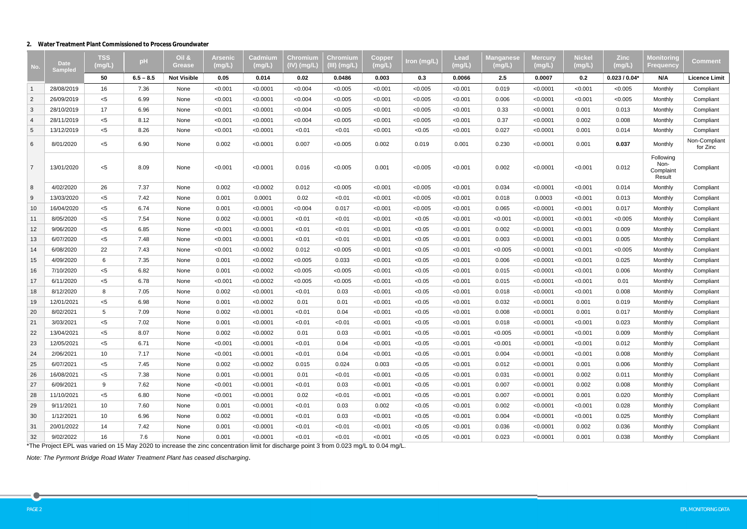## 2. Water Treatment Plant Commissioned to Process Groundwater

| No. | Date Sampled | TSS (mg/L) | pH | Oil & Grease | Arsenic (mg/L) | Cadmium (mg/L) | Chromium (IV) (mg/L) | Chromium (III) (mg/L) | Copper (mg/L) | Iron (mg/L) | Lead (mg/L) | Manganese (mg/L) | Mercury (mg/L) | Nickel (mg/L) | Zinc (mg/L) | Monitoring Frequency | Comment |
|---|---|---|---|---|---|---|---|---|---|---|---|---|---|---|---|---|---|
| | | **50** | **6.5 – 8.5** | **Not Visible** | **0.05** | **0.014** | **0.02** | **0.0486** | **0.003** | **0.3** | **0.0066** | **2.5** | **0.0007** | **0.2** | **0.023 / 0.04*** | **N/A** | **Licence Limit** |
| 1 | 28/08/2019 | 16 | 7.36 | None | <0.001 | <0.0001 | <0.004 | <0.005 | <0.001 | <0.005 | <0.001 | 0.019 | <0.0001 | <0.001 | <0.005 | Monthly | Compliant |
| 2 | 26/09/2019 | <5 | 6.99 | None | <0.001 | <0.0001 | <0.004 | <0.005 | <0.001 | <0.005 | <0.001 | 0.006 | <0.0001 | <0.001 | <0.005 | Monthly | Compliant |
| 3 | 28/10/2019 | 17 | 6.96 | None | <0.001 | <0.0001 | <0.004 | <0.005 | <0.001 | <0.005 | <0.001 | 0.33 | <0.0001 | 0.001 | 0.013 | Monthly | Compliant |
| 4 | 28/11/2019 | <5 | 8.12 | None | <0.001 | <0.0001 | <0.004 | <0.005 | <0.001 | <0.005 | <0.001 | 0.37 | <0.0001 | 0.002 | 0.008 | Monthly | Compliant |
| 5 | 13/12/2019 | <5 | 8.26 | None | <0.001 | <0.0001 | <0.01 | <0.01 | <0.001 | <0.05 | <0.001 | 0.027 | <0.0001 | 0.001 | 0.014 | Monthly | Compliant |
| 6 | 8/01/2020 | <5 | 6.90 | None | 0.002 | <0.0001 | 0.007 | <0.005 | 0.002 | 0.019 | 0.001 | 0.230 | <0.0001 | 0.001 | **0.037** | Monthly | Non-Compliant for Zinc |
| 7 | 13/01/2020 | <5 | 8.09 | None | <0.001 | <0.0001 | 0.016 | <0.005 | 0.001 | <0.005 | <0.001 | 0.002 | <0.0001 | <0.001 | 0.012 | Following Non-Complaint Result | Compliant |
| 8 | 4/02/2020 | 26 | 7.37 | None | 0.002 | <0.0002 | 0.012 | <0.005 | <0.001 | <0.005 | <0.001 | 0.034 | <0.0001 | <0.001 | 0.014 | Monthly | Compliant |
| 9 | 13/03/2020 | <5 | 7.42 | None | 0.001 | 0.0001 | 0.02 | <0.01 | <0.001 | <0.005 | <0.001 | 0.018 | 0.0003 | <0.001 | 0.013 | Monthly | Compliant |
| 10 | 16/04/2020 | <5 | 6.74 | None | 0.001 | <0.0001 | <0.004 | 0.017 | <0.001 | <0.005 | <0.001 | 0.065 | <0.0001 | <0.001 | 0.017 | Monthly | Compliant |
| 11 | 8/05/2020 | <5 | 7.54 | None | 0.002 | <0.0001 | <0.01 | <0.01 | <0.001 | <0.05 | <0.001 | <0.001 | <0.0001 | <0.001 | <0.005 | Monthly | Compliant |
| 12 | 9/06/2020 | <5 | 6.85 | None | <0.001 | <0.0001 | <0.01 | <0.01 | <0.001 | <0.05 | <0.001 | 0.002 | <0.0001 | <0.001 | 0.009 | Monthly | Compliant |
| 13 | 6/07/2020 | <5 | 7.48 | None | <0.001 | <0.0001 | <0.01 | <0.01 | <0.001 | <0.05 | <0.001 | 0.003 | <0.0001 | <0.001 | 0.005 | Monthly | Compliant |
| 14 | 6/08/2020 | 22 | 7.43 | None | <0.001 | <0.0002 | 0.012 | <0.005 | <0.001 | <0.05 | <0.001 | <0.005 | <0.0001 | <0.001 | <0.005 | Monthly | Compliant |
| 15 | 4/09/2020 | 6 | 7.35 | None | 0.001 | <0.0002 | <0.005 | 0.033 | <0.001 | <0.05 | <0.001 | 0.006 | <0.0001 | <0.001 | 0.025 | Monthly | Compliant |
| 16 | 7/10/2020 | <5 | 6.82 | None | 0.001 | <0.0002 | <0.005 | <0.005 | <0.001 | <0.05 | <0.001 | 0.015 | <0.0001 | <0.001 | 0.006 | Monthly | Compliant |
| 17 | 6/11/2020 | <5 | 6.78 | None | <0.001 | <0.0002 | <0.005 | <0.005 | <0.001 | <0.05 | <0.001 | 0.015 | <0.0001 | <0.001 | 0.01 | Monthly | Compliant |
| 18 | 8/12/2020 | 8 | 7.05 | None | 0.002 | <0.0001 | <0.01 | 0.03 | <0.001 | <0.05 | <0.001 | 0.018 | <0.0001 | <0.001 | 0.008 | Monthly | Compliant |
| 19 | 12/01/2021 | <5 | 6.98 | None | 0.001 | <0.0002 | 0.01 | 0.01 | <0.001 | <0.05 | <0.001 | 0.032 | <0.0001 | 0.001 | 0.019 | Monthly | Compliant |
| 20 | 8/02/2021 | 5 | 7.09 | None | 0.002 | <0.0001 | <0.01 | 0.04 | <0.001 | <0.05 | <0.001 | 0.008 | <0.0001 | 0.001 | 0.017 | Monthly | Compliant |
| 21 | 3/03/2021 | <5 | 7.02 | None | 0.001 | <0.0001 | <0.01 | <0.01 | <0.001 | <0.05 | <0.001 | 0.018 | <0.0001 | <0.001 | 0.023 | Monthly | Compliant |
| 22 | 13/04/2021 | <5 | 8.07 | None | 0.002 | <0.0002 | 0.01 | 0.03 | <0.001 | <0.05 | <0.001 | <0.005 | <0.0001 | <0.001 | 0.009 | Monthly | Compliant |
| 23 | 12/05/2021 | <5 | 6.71 | None | <0.001 | <0.0001 | <0.01 | 0.04 | <0.001 | <0.05 | <0.001 | <0.001 | <0.0001 | <0.001 | 0.012 | Monthly | Compliant |
| 24 | 2/06/2021 | 10 | 7.17 | None | <0.001 | <0.0001 | <0.01 | 0.04 | <0.001 | <0.05 | <0.001 | 0.004 | <0.0001 | <0.001 | 0.008 | Monthly | Compliant |
| 25 | 6/07/2021 | <5 | 7.45 | None | 0.002 | <0.0002 | 0.015 | 0.024 | 0.003 | <0.05 | <0.001 | 0.012 | <0.0001 | 0.001 | 0.006 | Monthly | Compliant |
| 26 | 16/08/2021 | <5 | 7.38 | None | 0.001 | <0.0001 | 0.01 | <0.01 | <0.001 | <0.05 | <0.001 | 0.031 | <0.0001 | 0.002 | 0.011 | Monthly | Compliant |
| 27 | 6/09/2021 | 9 | 7.62 | None | <0.001 | <0.0001 | <0.01 | 0.03 | <0.001 | <0.05 | <0.001 | 0.007 | <0.0001 | 0.002 | 0.008 | Monthly | Compliant |
| 28 | 11/10/2021 | <5 | 6.80 | None | <0.001 | <0.0001 | 0.02 | <0.01 | <0.001 | <0.05 | <0.001 | 0.007 | <0.0001 | 0.001 | 0.020 | Monthly | Compliant |
| 29 | 9/11/2021 | 10 | 7.60 | None | 0.001 | <0.0001 | <0.01 | 0.03 | 0.002 | <0.05 | <0.001 | 0.002 | <0.0001 | <0.001 | 0.028 | Monthly | Compliant |
| 30 | 1/12/2021 | 10 | 6.96 | None | 0.002 | <0.0001 | <0.01 | 0.03 | <0.001 | <0.05 | <0.001 | 0.004 | <0.0001 | <0.001 | 0.025 | Monthly | Compliant |
| 31 | 20/01/2022 | 14 | 7.42 | None | 0.001 | <0.0001 | <0.01 | <0.01 | <0.001 | <0.05 | <0.001 | 0.036 | <0.0001 | 0.002 | 0.036 | Monthly | Compliant |
| 32 | 9/02/2022 | 16 | 7.6 | None | 0.001 | <0.0001 | <0.01 | <0.01 | <0.001 | <0.05 | <0.001 | 0.023 | <0.0001 | 0.001 | 0.038 | Monthly | Compliant |

*The Project EPL was varied on 15 May 2020 to increase the zinc concentration limit for discharge point 3 from 0.023 mg/L to 0.04 mg/L.

*Note: The Pyrmont Bridge Road Water Treatment Plant has ceased discharging.*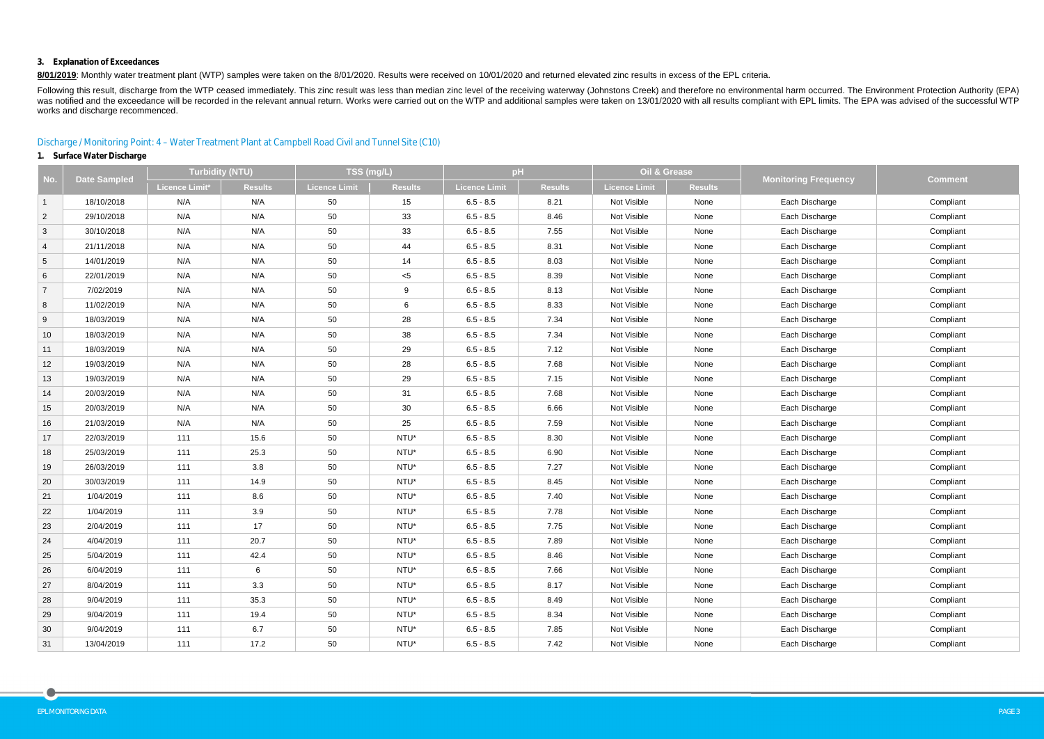### 3. Explanation of Exceedances

**8/01/2019**: Monthly water treatment plant (WTP) samples were taken on the 8/01/2020. Results were received on 10/01/2020 and returned elevated zinc results in excess of the EPL criteria.

Following this result, discharge from the WTP ceased immediately. This zinc result was less than median zinc level of the receiving waterway (Johnstons Creek) and therefore no environmental harm occurred. The Environment Protection Authority (EPA) was notified and the exceedance will be recorded in the relevant annual return. Works were carried out on the WTP and additional samples were taken on 13/01/2020 with all results compliant with EPL limits. The EPA was advised of the successful WTP works and discharge recommenced.

## Discharge / Monitoring Point: 4 – Water Treatment Plant at Campbell Road Civil and Tunnel Site (C10)

### 1. Surface Water Discharge

| No. | Date Sampled | Turbidity (NTU) | | TSS (mg/L) | | pH | | Oil & Grease | | Monitoring Frequency | Comment |
|---|---|---|---|---|---|---|---|---|---|---|---|
| | | Licence Limit* | Results | Licence Limit | Results | Licence Limit | Results | Licence Limit | Results | | |
| 1 | 18/10/2018 | N/A | N/A | 50 | 15 | 6.5 - 8.5 | 8.21 | Not Visible | None | Each Discharge | Compliant |
| 2 | 29/10/2018 | N/A | N/A | 50 | 33 | 6.5 - 8.5 | 8.46 | Not Visible | None | Each Discharge | Compliant |
| 3 | 30/10/2018 | N/A | N/A | 50 | 33 | 6.5 - 8.5 | 7.55 | Not Visible | None | Each Discharge | Compliant |
| 4 | 21/11/2018 | N/A | N/A | 50 | 44 | 6.5 - 8.5 | 8.31 | Not Visible | None | Each Discharge | Compliant |
| 5 | 14/01/2019 | N/A | N/A | 50 | 14 | 6.5 - 8.5 | 8.03 | Not Visible | None | Each Discharge | Compliant |
| 6 | 22/01/2019 | N/A | N/A | 50 | <5 | 6.5 - 8.5 | 8.39 | Not Visible | None | Each Discharge | Compliant |
| 7 | 7/02/2019 | N/A | N/A | 50 | 9 | 6.5 - 8.5 | 8.13 | Not Visible | None | Each Discharge | Compliant |
| 8 | 11/02/2019 | N/A | N/A | 50 | 6 | 6.5 - 8.5 | 8.33 | Not Visible | None | Each Discharge | Compliant |
| 9 | 18/03/2019 | N/A | N/A | 50 | 28 | 6.5 - 8.5 | 7.34 | Not Visible | None | Each Discharge | Compliant |
| 10 | 18/03/2019 | N/A | N/A | 50 | 38 | 6.5 - 8.5 | 7.34 | Not Visible | None | Each Discharge | Compliant |
| 11 | 18/03/2019 | N/A | N/A | 50 | 29 | 6.5 - 8.5 | 7.12 | Not Visible | None | Each Discharge | Compliant |
| 12 | 19/03/2019 | N/A | N/A | 50 | 28 | 6.5 - 8.5 | 7.68 | Not Visible | None | Each Discharge | Compliant |
| 13 | 19/03/2019 | N/A | N/A | 50 | 29 | 6.5 - 8.5 | 7.15 | Not Visible | None | Each Discharge | Compliant |
| 14 | 20/03/2019 | N/A | N/A | 50 | 31 | 6.5 - 8.5 | 7.68 | Not Visible | None | Each Discharge | Compliant |
| 15 | 20/03/2019 | N/A | N/A | 50 | 30 | 6.5 - 8.5 | 6.66 | Not Visible | None | Each Discharge | Compliant |
| 16 | 21/03/2019 | N/A | N/A | 50 | 25 | 6.5 - 8.5 | 7.59 | Not Visible | None | Each Discharge | Compliant |
| 17 | 22/03/2019 | 111 | 15.6 | 50 | NTU* | 6.5 - 8.5 | 8.30 | Not Visible | None | Each Discharge | Compliant |
| 18 | 25/03/2019 | 111 | 25.3 | 50 | NTU* | 6.5 - 8.5 | 6.90 | Not Visible | None | Each Discharge | Compliant |
| 19 | 26/03/2019 | 111 | 3.8 | 50 | NTU* | 6.5 - 8.5 | 7.27 | Not Visible | None | Each Discharge | Compliant |
| 20 | 30/03/2019 | 111 | 14.9 | 50 | NTU* | 6.5 - 8.5 | 8.45 | Not Visible | None | Each Discharge | Compliant |
| 21 | 1/04/2019 | 111 | 8.6 | 50 | NTU* | 6.5 - 8.5 | 7.40 | Not Visible | None | Each Discharge | Compliant |
| 22 | 1/04/2019 | 111 | 3.9 | 50 | NTU* | 6.5 - 8.5 | 7.78 | Not Visible | None | Each Discharge | Compliant |
| 23 | 2/04/2019 | 111 | 17 | 50 | NTU* | 6.5 - 8.5 | 7.75 | Not Visible | None | Each Discharge | Compliant |
| 24 | 4/04/2019 | 111 | 20.7 | 50 | NTU* | 6.5 - 8.5 | 7.89 | Not Visible | None | Each Discharge | Compliant |
| 25 | 5/04/2019 | 111 | 42.4 | 50 | NTU* | 6.5 - 8.5 | 8.46 | Not Visible | None | Each Discharge | Compliant |
| 26 | 6/04/2019 | 111 | 6 | 50 | NTU* | 6.5 - 8.5 | 7.66 | Not Visible | None | Each Discharge | Compliant |
| 27 | 8/04/2019 | 111 | 3.3 | 50 | NTU* | 6.5 - 8.5 | 8.17 | Not Visible | None | Each Discharge | Compliant |
| 28 | 9/04/2019 | 111 | 35.3 | 50 | NTU* | 6.5 - 8.5 | 8.49 | Not Visible | None | Each Discharge | Compliant |
| 29 | 9/04/2019 | 111 | 19.4 | 50 | NTU* | 6.5 - 8.5 | 8.34 | Not Visible | None | Each Discharge | Compliant |
| 30 | 9/04/2019 | 111 | 6.7 | 50 | NTU* | 6.5 - 8.5 | 7.85 | Not Visible | None | Each Discharge | Compliant |
| 31 | 13/04/2019 | 111 | 17.2 | 50 | NTU* | 6.5 - 8.5 | 7.42 | Not Visible | None | Each Discharge | Compliant |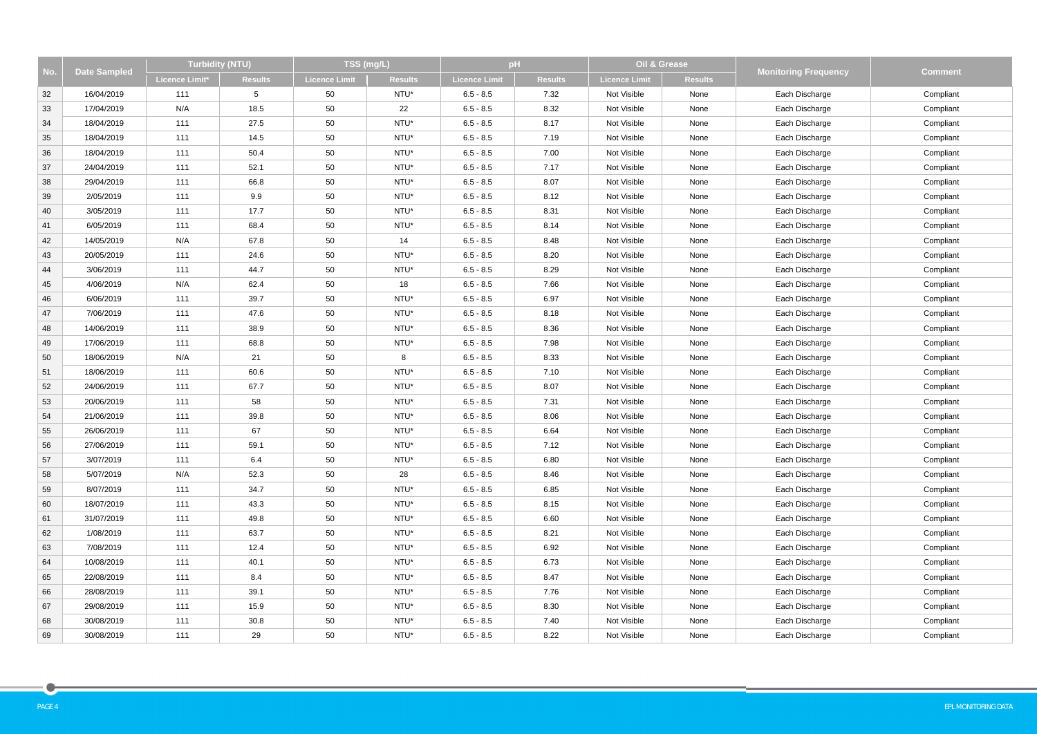| No. | Date Sampled | Turbidity (NTU) | | TSS (mg/L) | | pH | | Oil & Grease | | Monitoring Frequency | Comment |
|---|---|---|---|---|---|---|---|---|---|---|---|
| | | Licence Limit* | Results | Licence Limit | Results | Licence Limit | Results | Licence Limit | Results | | |
| 32 | 16/04/2019 | 111 | 5 | 50 | NTU* | 6.5 - 8.5 | 7.32 | Not Visible | None | Each Discharge | Compliant |
| 33 | 17/04/2019 | N/A | 18.5 | 50 | 22 | 6.5 - 8.5 | 8.32 | Not Visible | None | Each Discharge | Compliant |
| 34 | 18/04/2019 | 111 | 27.5 | 50 | NTU* | 6.5 - 8.5 | 8.17 | Not Visible | None | Each Discharge | Compliant |
| 35 | 18/04/2019 | 111 | 14.5 | 50 | NTU* | 6.5 - 8.5 | 7.19 | Not Visible | None | Each Discharge | Compliant |
| 36 | 18/04/2019 | 111 | 50.4 | 50 | NTU* | 6.5 - 8.5 | 7.00 | Not Visible | None | Each Discharge | Compliant |
| 37 | 24/04/2019 | 111 | 52.1 | 50 | NTU* | 6.5 - 8.5 | 7.17 | Not Visible | None | Each Discharge | Compliant |
| 38 | 29/04/2019 | 111 | 66.8 | 50 | NTU* | 6.5 - 8.5 | 8.07 | Not Visible | None | Each Discharge | Compliant |
| 39 | 2/05/2019 | 111 | 9.9 | 50 | NTU* | 6.5 - 8.5 | 8.12 | Not Visible | None | Each Discharge | Compliant |
| 40 | 3/05/2019 | 111 | 17.7 | 50 | NTU* | 6.5 - 8.5 | 8.31 | Not Visible | None | Each Discharge | Compliant |
| 41 | 6/05/2019 | 111 | 68.4 | 50 | NTU* | 6.5 - 8.5 | 8.14 | Not Visible | None | Each Discharge | Compliant |
| 42 | 14/05/2019 | N/A | 67.8 | 50 | 14 | 6.5 - 8.5 | 8.48 | Not Visible | None | Each Discharge | Compliant |
| 43 | 20/05/2019 | 111 | 24.6 | 50 | NTU* | 6.5 - 8.5 | 8.20 | Not Visible | None | Each Discharge | Compliant |
| 44 | 3/06/2019 | 111 | 44.7 | 50 | NTU* | 6.5 - 8.5 | 8.29 | Not Visible | None | Each Discharge | Compliant |
| 45 | 4/06/2019 | N/A | 62.4 | 50 | 18 | 6.5 - 8.5 | 7.66 | Not Visible | None | Each Discharge | Compliant |
| 46 | 6/06/2019 | 111 | 39.7 | 50 | NTU* | 6.5 - 8.5 | 6.97 | Not Visible | None | Each Discharge | Compliant |
| 47 | 7/06/2019 | 111 | 47.6 | 50 | NTU* | 6.5 - 8.5 | 8.18 | Not Visible | None | Each Discharge | Compliant |
| 48 | 14/06/2019 | 111 | 38.9 | 50 | NTU* | 6.5 - 8.5 | 8.36 | Not Visible | None | Each Discharge | Compliant |
| 49 | 17/06/2019 | 111 | 68.8 | 50 | NTU* | 6.5 - 8.5 | 7.98 | Not Visible | None | Each Discharge | Compliant |
| 50 | 18/06/2019 | N/A | 21 | 50 | 8 | 6.5 - 8.5 | 8.33 | Not Visible | None | Each Discharge | Compliant |
| 51 | 18/06/2019 | 111 | 60.6 | 50 | NTU* | 6.5 - 8.5 | 7.10 | Not Visible | None | Each Discharge | Compliant |
| 52 | 24/06/2019 | 111 | 67.7 | 50 | NTU* | 6.5 - 8.5 | 8.07 | Not Visible | None | Each Discharge | Compliant |
| 53 | 20/06/2019 | 111 | 58 | 50 | NTU* | 6.5 - 8.5 | 7.31 | Not Visible | None | Each Discharge | Compliant |
| 54 | 21/06/2019 | 111 | 39.8 | 50 | NTU* | 6.5 - 8.5 | 8.06 | Not Visible | None | Each Discharge | Compliant |
| 55 | 26/06/2019 | 111 | 67 | 50 | NTU* | 6.5 - 8.5 | 6.64 | Not Visible | None | Each Discharge | Compliant |
| 56 | 27/06/2019 | 111 | 59.1 | 50 | NTU* | 6.5 - 8.5 | 7.12 | Not Visible | None | Each Discharge | Compliant |
| 57 | 3/07/2019 | 111 | 6.4 | 50 | NTU* | 6.5 - 8.5 | 6.80 | Not Visible | None | Each Discharge | Compliant |
| 58 | 5/07/2019 | N/A | 52.3 | 50 | 28 | 6.5 - 8.5 | 8.46 | Not Visible | None | Each Discharge | Compliant |
| 59 | 8/07/2019 | 111 | 34.7 | 50 | NTU* | 6.5 - 8.5 | 6.85 | Not Visible | None | Each Discharge | Compliant |
| 60 | 18/07/2019 | 111 | 43.3 | 50 | NTU* | 6.5 - 8.5 | 8.15 | Not Visible | None | Each Discharge | Compliant |
| 61 | 31/07/2019 | 111 | 49.8 | 50 | NTU* | 6.5 - 8.5 | 6.60 | Not Visible | None | Each Discharge | Compliant |
| 62 | 1/08/2019 | 111 | 63.7 | 50 | NTU* | 6.5 - 8.5 | 8.21 | Not Visible | None | Each Discharge | Compliant |
| 63 | 7/08/2019 | 111 | 12.4 | 50 | NTU* | 6.5 - 8.5 | 6.92 | Not Visible | None | Each Discharge | Compliant |
| 64 | 10/08/2019 | 111 | 40.1 | 50 | NTU* | 6.5 - 8.5 | 6.73 | Not Visible | None | Each Discharge | Compliant |
| 65 | 22/08/2019 | 111 | 8.4 | 50 | NTU* | 6.5 - 8.5 | 8.47 | Not Visible | None | Each Discharge | Compliant |
| 66 | 28/08/2019 | 111 | 39.1 | 50 | NTU* | 6.5 - 8.5 | 7.76 | Not Visible | None | Each Discharge | Compliant |
| 67 | 29/08/2019 | 111 | 15.9 | 50 | NTU* | 6.5 - 8.5 | 8.30 | Not Visible | None | Each Discharge | Compliant |
| 68 | 30/08/2019 | 111 | 30.8 | 50 | NTU* | 6.5 - 8.5 | 7.40 | Not Visible | None | Each Discharge | Compliant |
| 69 | 30/08/2019 | 111 | 29 | 50 | NTU* | 6.5 - 8.5 | 8.22 | Not Visible | None | Each Discharge | Compliant |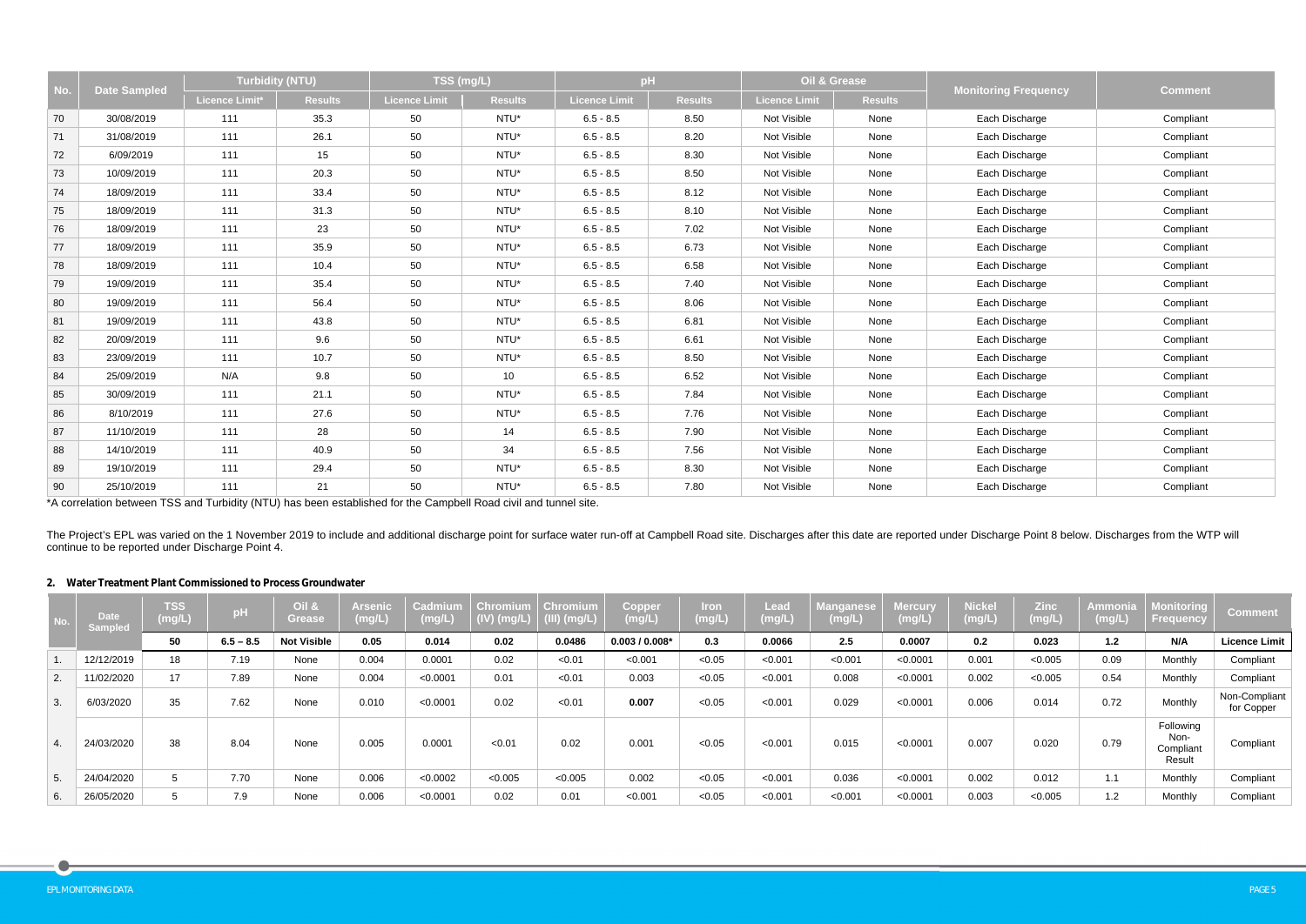| No. | Date Sampled | Turbidity (NTU) | | TSS (mg/L) | | pH | | Oil & Grease | | Monitoring Frequency | Comment |
|---|---|---|---|---|---|---|---|---|---|---|---|
| | | Licence Limit* | Results | Licence Limit | Results | Licence Limit | Results | Licence Limit | Results | | |
| 70 | 30/08/2019 | 111 | 35.3 | 50 | NTU* | 6.5 - 8.5 | 8.50 | Not Visible | None | Each Discharge | Compliant |
| 71 | 31/08/2019 | 111 | 26.1 | 50 | NTU* | 6.5 - 8.5 | 8.20 | Not Visible | None | Each Discharge | Compliant |
| 72 | 6/09/2019 | 111 | 15 | 50 | NTU* | 6.5 - 8.5 | 8.30 | Not Visible | None | Each Discharge | Compliant |
| 73 | 10/09/2019 | 111 | 20.3 | 50 | NTU* | 6.5 - 8.5 | 8.50 | Not Visible | None | Each Discharge | Compliant |
| 74 | 18/09/2019 | 111 | 33.4 | 50 | NTU* | 6.5 - 8.5 | 8.12 | Not Visible | None | Each Discharge | Compliant |
| 75 | 18/09/2019 | 111 | 31.3 | 50 | NTU* | 6.5 - 8.5 | 8.10 | Not Visible | None | Each Discharge | Compliant |
| 76 | 18/09/2019 | 111 | 23 | 50 | NTU* | 6.5 - 8.5 | 7.02 | Not Visible | None | Each Discharge | Compliant |
| 77 | 18/09/2019 | 111 | 35.9 | 50 | NTU* | 6.5 - 8.5 | 6.73 | Not Visible | None | Each Discharge | Compliant |
| 78 | 18/09/2019 | 111 | 10.4 | 50 | NTU* | 6.5 - 8.5 | 6.58 | Not Visible | None | Each Discharge | Compliant |
| 79 | 19/09/2019 | 111 | 35.4 | 50 | NTU* | 6.5 - 8.5 | 7.40 | Not Visible | None | Each Discharge | Compliant |
| 80 | 19/09/2019 | 111 | 56.4 | 50 | NTU* | 6.5 - 8.5 | 8.06 | Not Visible | None | Each Discharge | Compliant |
| 81 | 19/09/2019 | 111 | 43.8 | 50 | NTU* | 6.5 - 8.5 | 6.81 | Not Visible | None | Each Discharge | Compliant |
| 82 | 20/09/2019 | 111 | 9.6 | 50 | NTU* | 6.5 - 8.5 | 6.61 | Not Visible | None | Each Discharge | Compliant |
| 83 | 23/09/2019 | 111 | 10.7 | 50 | NTU* | 6.5 - 8.5 | 8.50 | Not Visible | None | Each Discharge | Compliant |
| 84 | 25/09/2019 | N/A | 9.8 | 50 | 10 | 6.5 - 8.5 | 6.52 | Not Visible | None | Each Discharge | Compliant |
| 85 | 30/09/2019 | 111 | 21.1 | 50 | NTU* | 6.5 - 8.5 | 7.84 | Not Visible | None | Each Discharge | Compliant |
| 86 | 8/10/2019 | 111 | 27.6 | 50 | NTU* | 6.5 - 8.5 | 7.76 | Not Visible | None | Each Discharge | Compliant |
| 87 | 11/10/2019 | 111 | 28 | 50 | 14 | 6.5 - 8.5 | 7.90 | Not Visible | None | Each Discharge | Compliant |
| 88 | 14/10/2019 | 111 | 40.9 | 50 | 34 | 6.5 - 8.5 | 7.56 | Not Visible | None | Each Discharge | Compliant |
| 89 | 19/10/2019 | 111 | 29.4 | 50 | NTU* | 6.5 - 8.5 | 8.30 | Not Visible | None | Each Discharge | Compliant |
| 90 | 25/10/2019 | 111 | 21 | 50 | NTU* | 6.5 - 8.5 | 7.80 | Not Visible | None | Each Discharge | Compliant |

*A correlation between TSS and Turbidity (NTU) has been established for the Campbell Road civil and tunnel site.

The Project's EPL was varied on the 1 November 2019 to include and additional discharge point for surface water run-off at Campbell Road site. Discharges after this date are reported under Discharge Point 8 below. Discharges from the WTP will continue to be reported under Discharge Point 4.

**2. Water Treatment Plant Commissioned to Process Groundwater**

| No. | Date Sampled | TSS (mg/L) | pH | Oil & Grease | Arsenic (mg/L) | Cadmium (mg/L) | Chromium (IV) (mg/L) | Chromium (III) (mg/L) | Copper (mg/L) | Iron (mg/L) | Lead (mg/L) | Manganese (mg/L) | Mercury (mg/L) | Nickel (mg/L) | Zinc (mg/L) | Ammonia (mg/L) | Monitoring Frequency | Comment |
|---|---|---|---|---|---|---|---|---|---|---|---|---|---|---|---|---|---|---|
| | | **50** | **6.5 – 8.5** | **Not Visible** | **0.05** | **0.014** | **0.02** | **0.0486** | **0.003 / 0.008*** | **0.3** | **0.0066** | **2.5** | **0.0007** | **0.2** | **0.023** | **1.2** | **N/A** | **Licence Limit** |
| 1. | 12/12/2019 | 18 | 7.19 | None | 0.004 | 0.0001 | 0.02 | <0.01 | <0.001 | <0.05 | <0.001 | <0.001 | <0.0001 | 0.001 | <0.005 | 0.09 | Monthly | Compliant |
| 2. | 11/02/2020 | 17 | 7.89 | None | 0.004 | <0.0001 | 0.01 | <0.01 | 0.003 | <0.05 | <0.001 | 0.008 | <0.0001 | 0.002 | <0.005 | 0.54 | Monthly | Compliant |
| 3. | 6/03/2020 | 35 | 7.62 | None | 0.010 | <0.0001 | 0.02 | <0.01 | **0.007** | <0.05 | <0.001 | 0.029 | <0.0001 | 0.006 | 0.014 | 0.72 | Monthly | Non-Compliant for Copper |
| 4. | 24/03/2020 | 38 | 8.04 | None | 0.005 | 0.0001 | <0.01 | 0.02 | 0.001 | <0.05 | <0.001 | 0.015 | <0.0001 | 0.007 | 0.020 | 0.79 | Following Non-Compliant Result | Compliant |
| 5. | 24/04/2020 | 5 | 7.70 | None | 0.006 | <0.0002 | <0.005 | <0.005 | 0.002 | <0.05 | <0.001 | 0.036 | <0.0001 | 0.002 | 0.012 | 1.1 | Monthly | Compliant |
| 6. | 26/05/2020 | 5 | 7.9 | None | 0.006 | <0.0001 | 0.02 | 0.01 | <0.001 | <0.05 | <0.001 | <0.001 | <0.0001 | 0.003 | <0.005 | 1.2 | Monthly | Compliant |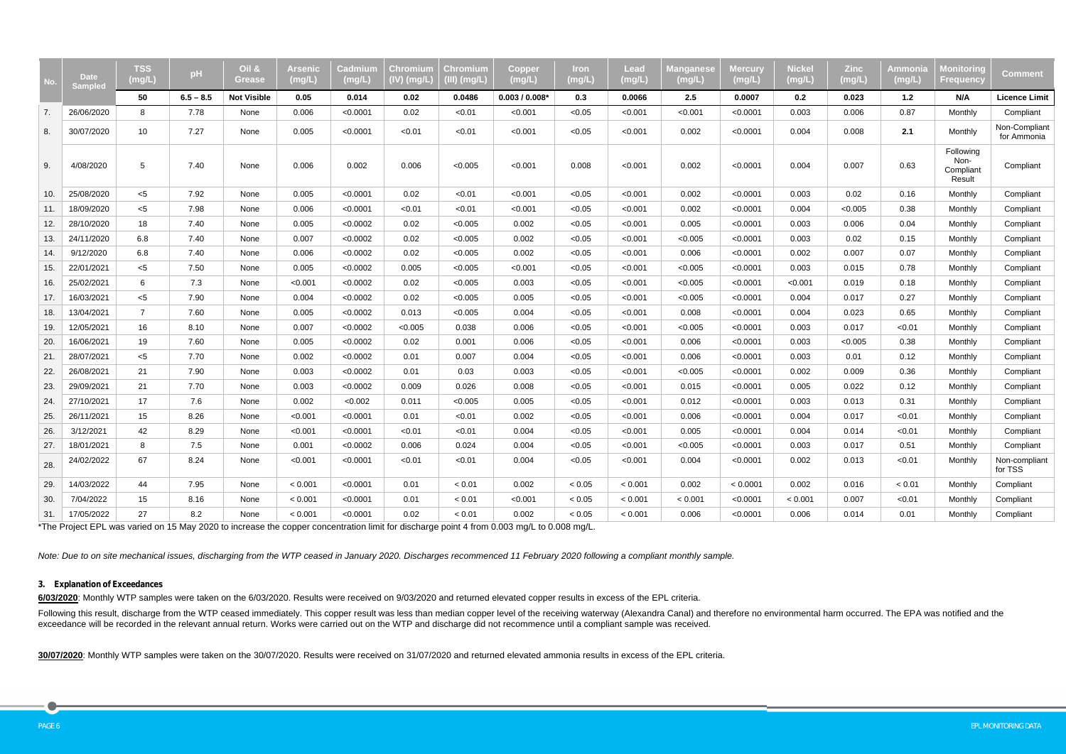| No. | Date Sampled | TSS (mg/L) | pH | Oil & Grease | Arsenic (mg/L) | Cadmium (mg/L) | Chromium (IV) (mg/L) | Chromium (III) (mg/L) | Copper (mg/L) | Iron (mg/L) | Lead (mg/L) | Manganese (mg/L) | Mercury (mg/L) | Nickel (mg/L) | Zinc (mg/L) | Ammonia (mg/L) | Monitoring Frequency | Comment |
|---|---|---|---|---|---|---|---|---|---|---|---|---|---|---|---|---|---|---|
| | | **50** | **6.5 – 8.5** | **Not Visible** | **0.05** | **0.014** | **0.02** | **0.0486** | **0.003 / 0.008*** | **0.3** | **0.0066** | **2.5** | **0.0007** | **0.2** | **0.023** | **1.2** | **N/A** | **Licence Limit** |
| 7. | 26/06/2020 | 8 | 7.78 | None | 0.006 | <0.0001 | 0.02 | <0.01 | <0.001 | <0.05 | <0.001 | <0.001 | <0.0001 | 0.003 | 0.006 | 0.87 | Monthly | Compliant |
| 8. | 30/07/2020 | 10 | 7.27 | None | 0.005 | <0.0001 | <0.01 | <0.01 | <0.001 | <0.05 | <0.001 | 0.002 | <0.0001 | 0.004 | 0.008 | **2.1** | Monthly | Non-Compliant for Ammonia |
| 9. | 4/08/2020 | 5 | 7.40 | None | 0.006 | 0.002 | 0.006 | <0.005 | <0.001 | 0.008 | <0.001 | 0.002 | <0.0001 | 0.004 | 0.007 | 0.63 | Following Non-Compliant Result | Compliant |
| 10. | 25/08/2020 | <5 | 7.92 | None | 0.005 | <0.0001 | 0.02 | <0.01 | <0.001 | <0.05 | <0.001 | 0.002 | <0.0001 | 0.003 | 0.02 | 0.16 | Monthly | Compliant |
| 11. | 18/09/2020 | <5 | 7.98 | None | 0.006 | <0.0001 | <0.01 | <0.01 | <0.001 | <0.05 | <0.001 | 0.002 | <0.0001 | 0.004 | <0.005 | 0.38 | Monthly | Compliant |
| 12. | 28/10/2020 | 18 | 7.40 | None | 0.005 | <0.0002 | 0.02 | <0.005 | 0.002 | <0.05 | <0.001 | 0.005 | <0.0001 | 0.003 | 0.006 | 0.04 | Monthly | Compliant |
| 13. | 24/11/2020 | 6.8 | 7.40 | None | 0.007 | <0.0002 | 0.02 | <0.005 | 0.002 | <0.05 | <0.001 | <0.005 | <0.0001 | 0.003 | 0.02 | 0.15 | Monthly | Compliant |
| 14. | 9/12/2020 | 6.8 | 7.40 | None | 0.006 | <0.0002 | 0.02 | <0.005 | 0.002 | <0.05 | <0.001 | 0.006 | <0.0001 | 0.002 | 0.007 | 0.07 | Monthly | Compliant |
| 15. | 22/01/2021 | <5 | 7.50 | None | 0.005 | <0.0002 | 0.005 | <0.005 | <0.001 | <0.05 | <0.001 | <0.005 | <0.0001 | 0.003 | 0.015 | 0.78 | Monthly | Compliant |
| 16. | 25/02/2021 | 6 | 7.3 | None | <0.001 | <0.0002 | 0.02 | <0.005 | 0.003 | <0.05 | <0.001 | <0.005 | <0.0001 | <0.001 | 0.019 | 0.18 | Monthly | Compliant |
| 17. | 16/03/2021 | <5 | 7.90 | None | 0.004 | <0.0002 | 0.02 | <0.005 | 0.005 | <0.05 | <0.001 | <0.005 | <0.0001 | 0.004 | 0.017 | 0.27 | Monthly | Compliant |
| 18. | 13/04/2021 | 7 | 7.60 | None | 0.005 | <0.0002 | 0.013 | <0.005 | 0.004 | <0.05 | <0.001 | 0.008 | <0.0001 | 0.004 | 0.023 | 0.65 | Monthly | Compliant |
| 19. | 12/05/2021 | 16 | 8.10 | None | 0.007 | <0.0002 | <0.005 | 0.038 | 0.006 | <0.05 | <0.001 | <0.005 | <0.0001 | 0.003 | 0.017 | <0.01 | Monthly | Compliant |
| 20. | 16/06/2021 | 19 | 7.60 | None | 0.005 | <0.0002 | 0.02 | 0.001 | 0.006 | <0.05 | <0.001 | 0.006 | <0.0001 | 0.003 | <0.005 | 0.38 | Monthly | Compliant |
| 21. | 28/07/2021 | <5 | 7.70 | None | 0.002 | <0.0002 | 0.01 | 0.007 | 0.004 | <0.05 | <0.001 | 0.006 | <0.0001 | 0.003 | 0.01 | 0.12 | Monthly | Compliant |
| 22. | 26/08/2021 | 21 | 7.90 | None | 0.003 | <0.0002 | 0.01 | 0.03 | 0.003 | <0.05 | <0.001 | <0.005 | <0.0001 | 0.002 | 0.009 | 0.36 | Monthly | Compliant |
| 23. | 29/09/2021 | 21 | 7.70 | None | 0.003 | <0.0002 | 0.009 | 0.026 | 0.008 | <0.05 | <0.001 | 0.015 | <0.0001 | 0.005 | 0.022 | 0.12 | Monthly | Compliant |
| 24. | 27/10/2021 | 17 | 7.6 | None | 0.002 | <0.002 | 0.011 | <0.005 | 0.005 | <0.05 | <0.001 | 0.012 | <0.0001 | 0.003 | 0.013 | 0.31 | Monthly | Compliant |
| 25. | 26/11/2021 | 15 | 8.26 | None | <0.001 | <0.0001 | 0.01 | <0.01 | 0.002 | <0.05 | <0.001 | 0.006 | <0.0001 | 0.004 | 0.017 | <0.01 | Monthly | Compliant |
| 26. | 3/12/2021 | 42 | 8.29 | None | <0.001 | <0.0001 | <0.01 | <0.01 | 0.004 | <0.05 | <0.001 | 0.005 | <0.0001 | 0.004 | 0.014 | <0.01 | Monthly | Compliant |
| 27. | 18/01/2021 | 8 | 7.5 | None | 0.001 | <0.0002 | 0.006 | 0.024 | 0.004 | <0.05 | <0.001 | <0.005 | <0.0001 | 0.003 | 0.017 | 0.51 | Monthly | Compliant |
| 28. | 24/02/2022 | 67 | 8.24 | None | <0.001 | <0.0001 | <0.01 | <0.01 | 0.004 | <0.05 | <0.001 | 0.004 | <0.0001 | 0.002 | 0.013 | <0.01 | Monthly | Non-compliant for TSS |
| 29. | 14/03/2022 | 44 | 7.95 | None | < 0.001 | <0.0001 | 0.01 | < 0.01 | 0.002 | < 0.05 | < 0.001 | 0.002 | < 0.0001 | 0.002 | 0.016 | < 0.01 | Monthly | Compliant |
| 30. | 7/04/2022 | 15 | 8.16 | None | < 0.001 | <0.0001 | 0.01 | < 0.01 | <0.001 | < 0.05 | < 0.001 | < 0.001 | <0.0001 | < 0.001 | 0.007 | <0.01 | Monthly | Compliant |
| 31. | 17/05/2022 | 27 | 8.2 | None | < 0.001 | <0.0001 | 0.02 | < 0.01 | 0.002 | < 0.05 | < 0.001 | 0.006 | <0.0001 | 0.006 | 0.014 | 0.01 | Monthly | Compliant |

*The Project EPL was varied on 15 May 2020 to increase the copper concentration limit for discharge point 4 from 0.003 mg/L to 0.008 mg/L.

*Note: Due to on site mechanical issues, discharging from the WTP ceased in January 2020. Discharges recommenced 11 February 2020 following a compliant monthly sample.*

### 3. Explanation of Exceedances

**6/03/2020**: Monthly WTP samples were taken on the 6/03/2020. Results were received on 9/03/2020 and returned elevated copper results in excess of the EPL criteria.

Following this result, discharge from the WTP ceased immediately. This copper result was less than median copper level of the receiving waterway (Alexandra Canal) and therefore no environmental harm occurred. The EPA was notified and the exceedance will be recorded in the relevant annual return. Works were carried out on the WTP and discharge did not recommence until a compliant sample was received.

**30/07/2020**: Monthly WTP samples were taken on the 30/07/2020. Results were received on 31/07/2020 and returned elevated ammonia results in excess of the EPL criteria.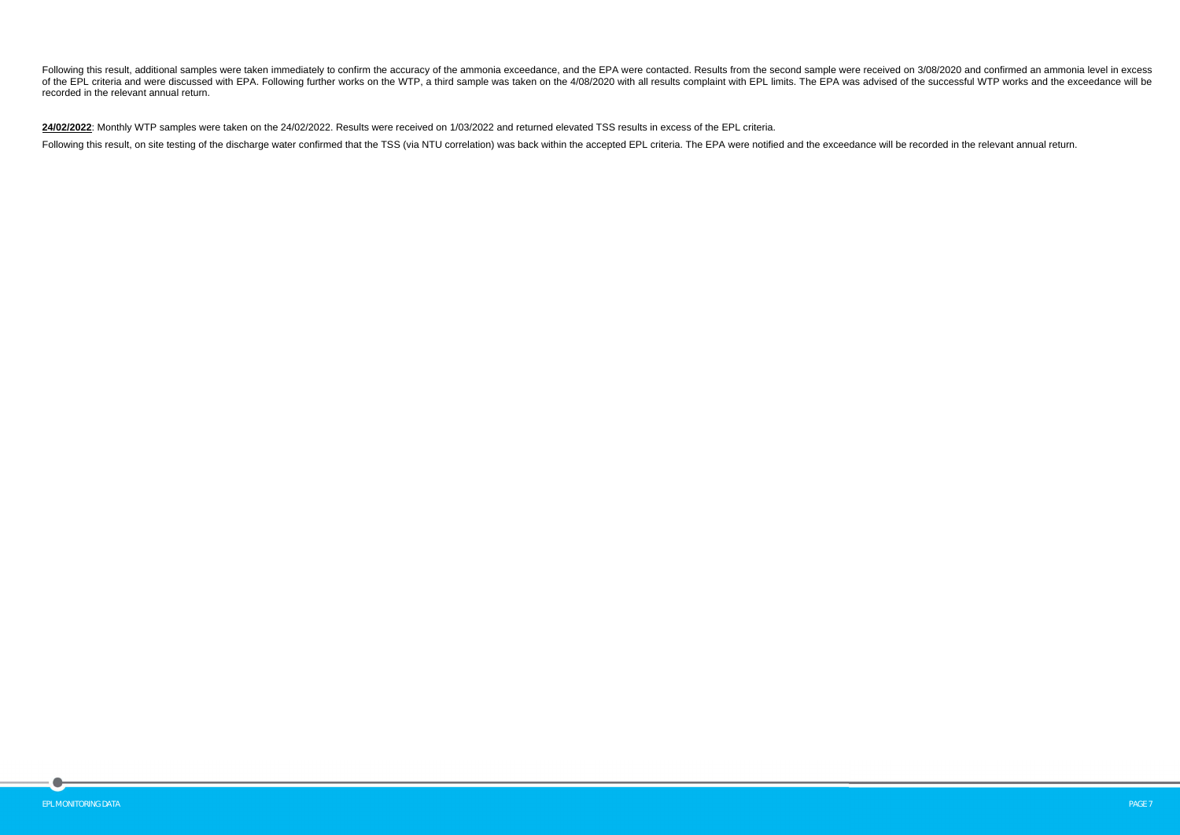Following this result, additional samples were taken immediately to confirm the accuracy of the ammonia exceedance, and the EPA were contacted. Results from the second sample were received on 3/08/2020 and confirmed an ammonia level in excess of the EPL criteria and were discussed with EPA. Following further works on the WTP, a third sample was taken on the 4/08/2020 with all results complaint with EPL limits. The EPA was advised of the successful WTP works and the exceedance will be recorded in the relevant annual return.

**24/02/2022**: Monthly WTP samples were taken on the 24/02/2022. Results were received on 1/03/2022 and returned elevated TSS results in excess of the EPL criteria.

Following this result, on site testing of the discharge water confirmed that the TSS (via NTU correlation) was back within the accepted EPL criteria. The EPA were notified and the exceedance will be recorded in the relevant annual return.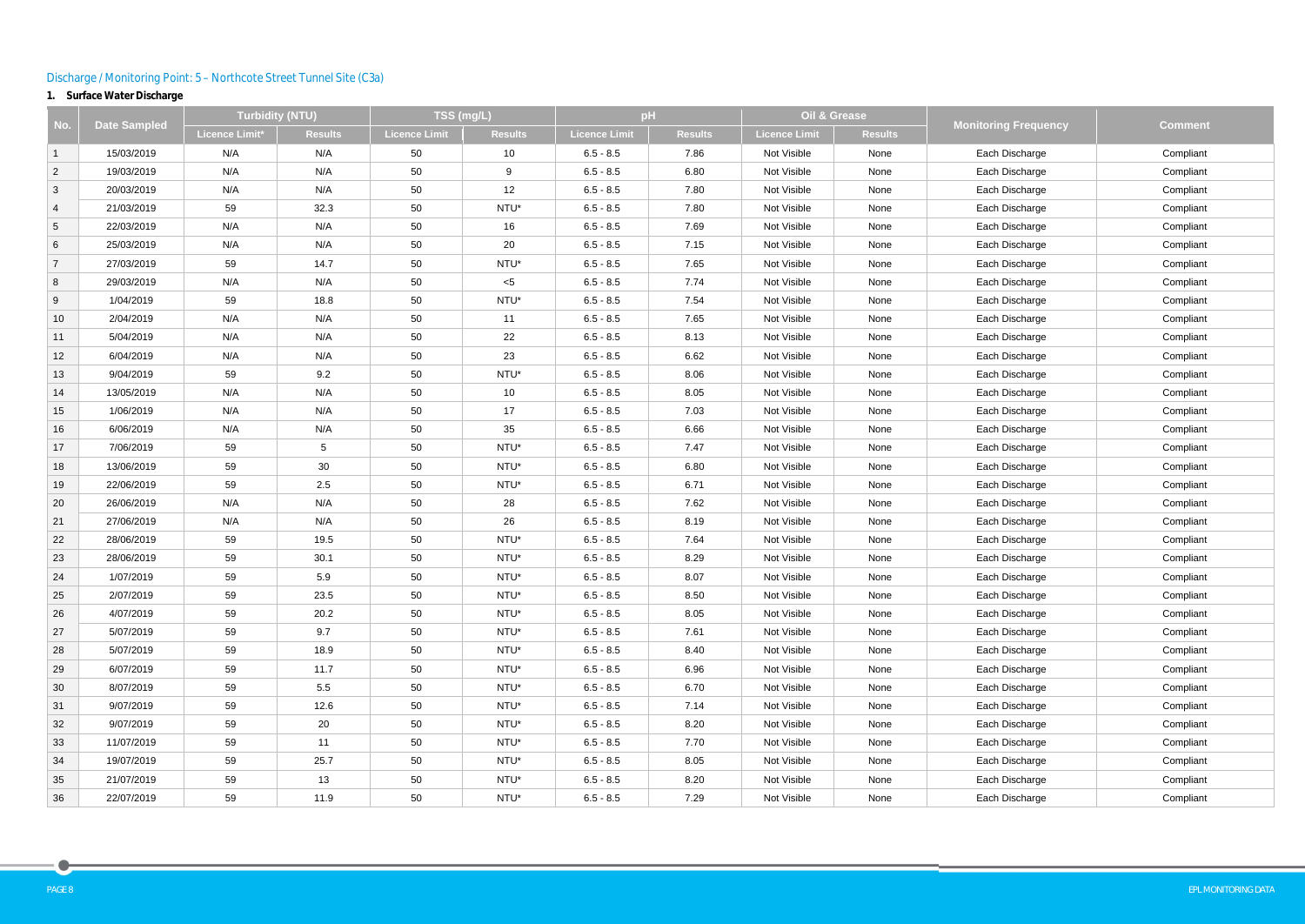Discharge / Monitoring Point: 5 – Northcote Street Tunnel Site (C3a)

**1. Surface Water Discharge**

| No. | Date Sampled | Turbidity (NTU) | | TSS (mg/L) | | pH | | Oil & Grease | | Monitoring Frequency | Comment |
|---|---|---|---|---|---|---|---|---|---|---|---|
| | | Licence Limit* | Results | Licence Limit | Results | Licence Limit | Results | Licence Limit | Results | | |
| 1 | 15/03/2019 | N/A | N/A | 50 | 10 | 6.5 - 8.5 | 7.86 | Not Visible | None | Each Discharge | Compliant |
| 2 | 19/03/2019 | N/A | N/A | 50 | 9 | 6.5 - 8.5 | 6.80 | Not Visible | None | Each Discharge | Compliant |
| 3 | 20/03/2019 | N/A | N/A | 50 | 12 | 6.5 - 8.5 | 7.80 | Not Visible | None | Each Discharge | Compliant |
| 4 | 21/03/2019 | 59 | 32.3 | 50 | NTU* | 6.5 - 8.5 | 7.80 | Not Visible | None | Each Discharge | Compliant |
| 5 | 22/03/2019 | N/A | N/A | 50 | 16 | 6.5 - 8.5 | 7.69 | Not Visible | None | Each Discharge | Compliant |
| 6 | 25/03/2019 | N/A | N/A | 50 | 20 | 6.5 - 8.5 | 7.15 | Not Visible | None | Each Discharge | Compliant |
| 7 | 27/03/2019 | 59 | 14.7 | 50 | NTU* | 6.5 - 8.5 | 7.65 | Not Visible | None | Each Discharge | Compliant |
| 8 | 29/03/2019 | N/A | N/A | 50 | <5 | 6.5 - 8.5 | 7.74 | Not Visible | None | Each Discharge | Compliant |
| 9 | 1/04/2019 | 59 | 18.8 | 50 | NTU* | 6.5 - 8.5 | 7.54 | Not Visible | None | Each Discharge | Compliant |
| 10 | 2/04/2019 | N/A | N/A | 50 | 11 | 6.5 - 8.5 | 7.65 | Not Visible | None | Each Discharge | Compliant |
| 11 | 5/04/2019 | N/A | N/A | 50 | 22 | 6.5 - 8.5 | 8.13 | Not Visible | None | Each Discharge | Compliant |
| 12 | 6/04/2019 | N/A | N/A | 50 | 23 | 6.5 - 8.5 | 6.62 | Not Visible | None | Each Discharge | Compliant |
| 13 | 9/04/2019 | 59 | 9.2 | 50 | NTU* | 6.5 - 8.5 | 8.06 | Not Visible | None | Each Discharge | Compliant |
| 14 | 13/05/2019 | N/A | N/A | 50 | 10 | 6.5 - 8.5 | 8.05 | Not Visible | None | Each Discharge | Compliant |
| 15 | 1/06/2019 | N/A | N/A | 50 | 17 | 6.5 - 8.5 | 7.03 | Not Visible | None | Each Discharge | Compliant |
| 16 | 6/06/2019 | N/A | N/A | 50 | 35 | 6.5 - 8.5 | 6.66 | Not Visible | None | Each Discharge | Compliant |
| 17 | 7/06/2019 | 59 | 5 | 50 | NTU* | 6.5 - 8.5 | 7.47 | Not Visible | None | Each Discharge | Compliant |
| 18 | 13/06/2019 | 59 | 30 | 50 | NTU* | 6.5 - 8.5 | 6.80 | Not Visible | None | Each Discharge | Compliant |
| 19 | 22/06/2019 | 59 | 2.5 | 50 | NTU* | 6.5 - 8.5 | 6.71 | Not Visible | None | Each Discharge | Compliant |
| 20 | 26/06/2019 | N/A | N/A | 50 | 28 | 6.5 - 8.5 | 7.62 | Not Visible | None | Each Discharge | Compliant |
| 21 | 27/06/2019 | N/A | N/A | 50 | 26 | 6.5 - 8.5 | 8.19 | Not Visible | None | Each Discharge | Compliant |
| 22 | 28/06/2019 | 59 | 19.5 | 50 | NTU* | 6.5 - 8.5 | 7.64 | Not Visible | None | Each Discharge | Compliant |
| 23 | 28/06/2019 | 59 | 30.1 | 50 | NTU* | 6.5 - 8.5 | 8.29 | Not Visible | None | Each Discharge | Compliant |
| 24 | 1/07/2019 | 59 | 5.9 | 50 | NTU* | 6.5 - 8.5 | 8.07 | Not Visible | None | Each Discharge | Compliant |
| 25 | 2/07/2019 | 59 | 23.5 | 50 | NTU* | 6.5 - 8.5 | 8.50 | Not Visible | None | Each Discharge | Compliant |
| 26 | 4/07/2019 | 59 | 20.2 | 50 | NTU* | 6.5 - 8.5 | 8.05 | Not Visible | None | Each Discharge | Compliant |
| 27 | 5/07/2019 | 59 | 9.7 | 50 | NTU* | 6.5 - 8.5 | 7.61 | Not Visible | None | Each Discharge | Compliant |
| 28 | 5/07/2019 | 59 | 18.9 | 50 | NTU* | 6.5 - 8.5 | 8.40 | Not Visible | None | Each Discharge | Compliant |
| 29 | 6/07/2019 | 59 | 11.7 | 50 | NTU* | 6.5 - 8.5 | 6.96 | Not Visible | None | Each Discharge | Compliant |
| 30 | 8/07/2019 | 59 | 5.5 | 50 | NTU* | 6.5 - 8.5 | 6.70 | Not Visible | None | Each Discharge | Compliant |
| 31 | 9/07/2019 | 59 | 12.6 | 50 | NTU* | 6.5 - 8.5 | 7.14 | Not Visible | None | Each Discharge | Compliant |
| 32 | 9/07/2019 | 59 | 20 | 50 | NTU* | 6.5 - 8.5 | 8.20 | Not Visible | None | Each Discharge | Compliant |
| 33 | 11/07/2019 | 59 | 11 | 50 | NTU* | 6.5 - 8.5 | 7.70 | Not Visible | None | Each Discharge | Compliant |
| 34 | 19/07/2019 | 59 | 25.7 | 50 | NTU* | 6.5 - 8.5 | 8.05 | Not Visible | None | Each Discharge | Compliant |
| 35 | 21/07/2019 | 59 | 13 | 50 | NTU* | 6.5 - 8.5 | 8.20 | Not Visible | None | Each Discharge | Compliant |
| 36 | 22/07/2019 | 59 | 11.9 | 50 | NTU* | 6.5 - 8.5 | 7.29 | Not Visible | None | Each Discharge | Compliant |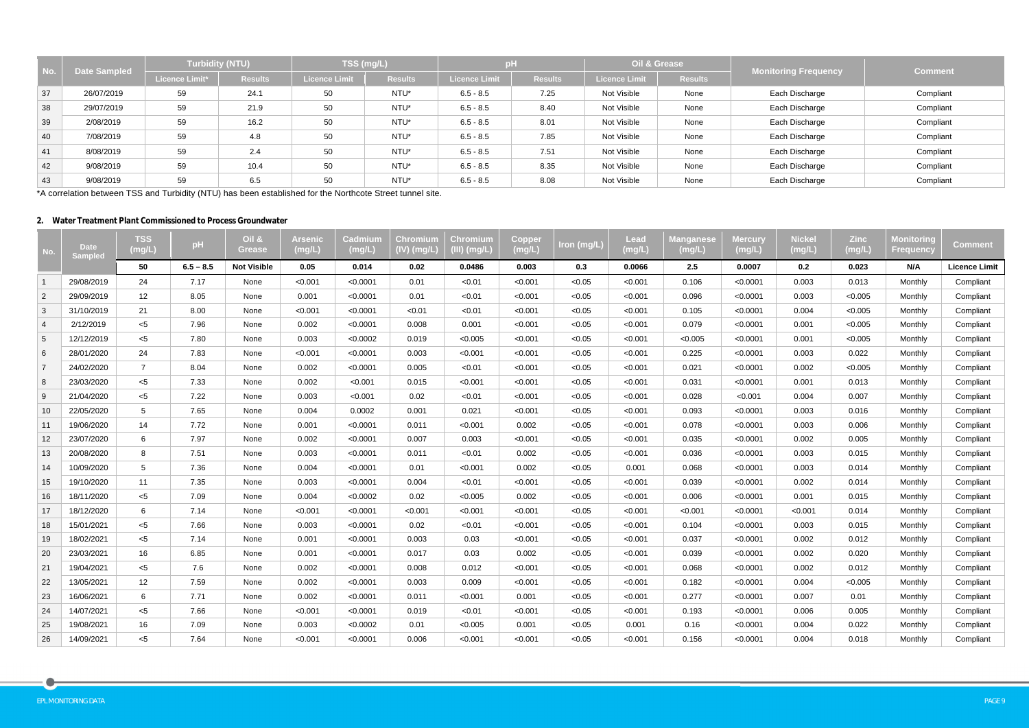| No. | Date Sampled | Turbidity (NTU) | | TSS (mg/L) | | pH | | Oil & Grease | | Monitoring Frequency | Comment |
|---|---|---|---|---|---|---|---|---|---|---|---|
| | | Licence Limit* | Results | Licence Limit | Results | Licence Limit | Results | Licence Limit | Results | | |
| 37 | 26/07/2019 | 59 | 24.1 | 50 | NTU* | 6.5 - 8.5 | 7.25 | Not Visible | None | Each Discharge | Compliant |
| 38 | 29/07/2019 | 59 | 21.9 | 50 | NTU* | 6.5 - 8.5 | 8.40 | Not Visible | None | Each Discharge | Compliant |
| 39 | 2/08/2019 | 59 | 16.2 | 50 | NTU* | 6.5 - 8.5 | 8.01 | Not Visible | None | Each Discharge | Compliant |
| 40 | 7/08/2019 | 59 | 4.8 | 50 | NTU* | 6.5 - 8.5 | 7.85 | Not Visible | None | Each Discharge | Compliant |
| 41 | 8/08/2019 | 59 | 2.4 | 50 | NTU* | 6.5 - 8.5 | 7.51 | Not Visible | None | Each Discharge | Compliant |
| 42 | 9/08/2019 | 59 | 10.4 | 50 | NTU* | 6.5 - 8.5 | 8.35 | Not Visible | None | Each Discharge | Compliant |
| 43 | 9/08/2019 | 59 | 6.5 | 50 | NTU* | 6.5 - 8.5 | 8.08 | Not Visible | None | Each Discharge | Compliant |

*A correlation between TSS and Turbidity (NTU) has been established for the Northcote Street tunnel site.

## 2. Water Treatment Plant Commissioned to Process Groundwater

| No. | Date Sampled | TSS (mg/L) | pH | Oil & Grease | Arsenic (mg/L) | Cadmium (mg/L) | Chromium (IV) (mg/L) | Chromium (III) (mg/L) | Copper (mg/L) | Iron (mg/L) | Lead (mg/L) | Manganese (mg/L) | Mercury (mg/L) | Nickel (mg/L) | Zinc (mg/L) | Monitoring Frequency | Comment |
|---|---|---|---|---|---|---|---|---|---|---|---|---|---|---|---|---|---|
| | | **50** | **6.5 – 8.5** | **Not Visible** | **0.05** | **0.014** | **0.02** | **0.0486** | **0.003** | **0.3** | **0.0066** | **2.5** | **0.0007** | **0.2** | **0.023** | **N/A** | **Licence Limit** |
| 1 | 29/08/2019 | 24 | 7.17 | None | <0.001 | <0.0001 | 0.01 | <0.01 | <0.001 | <0.05 | <0.001 | 0.106 | <0.0001 | 0.003 | 0.013 | Monthly | Compliant |
| 2 | 29/09/2019 | 12 | 8.05 | None | 0.001 | <0.0001 | 0.01 | <0.01 | <0.001 | <0.05 | <0.001 | 0.096 | <0.0001 | 0.003 | <0.005 | Monthly | Compliant |
| 3 | 31/10/2019 | 21 | 8.00 | None | <0.001 | <0.0001 | <0.01 | <0.01 | <0.001 | <0.05 | <0.001 | 0.105 | <0.0001 | 0.004 | <0.005 | Monthly | Compliant |
| 4 | 2/12/2019 | <5 | 7.96 | None | 0.002 | <0.0001 | 0.008 | 0.001 | <0.001 | <0.05 | <0.001 | 0.079 | <0.0001 | 0.001 | <0.005 | Monthly | Compliant |
| 5 | 12/12/2019 | <5 | 7.80 | None | 0.003 | <0.0002 | 0.019 | <0.005 | <0.001 | <0.05 | <0.001 | <0.005 | <0.0001 | 0.001 | <0.005 | Monthly | Compliant |
| 6 | 28/01/2020 | 24 | 7.83 | None | <0.001 | <0.0001 | 0.003 | <0.001 | <0.001 | <0.05 | <0.001 | 0.225 | <0.0001 | 0.003 | 0.022 | Monthly | Compliant |
| 7 | 24/02/2020 | 7 | 8.04 | None | 0.002 | <0.0001 | 0.005 | <0.01 | <0.001 | <0.05 | <0.001 | 0.021 | <0.0001 | 0.002 | <0.005 | Monthly | Compliant |
| 8 | 23/03/2020 | <5 | 7.33 | None | 0.002 | <0.001 | 0.015 | <0.001 | <0.001 | <0.05 | <0.001 | 0.031 | <0.0001 | 0.001 | 0.013 | Monthly | Compliant |
| 9 | 21/04/2020 | <5 | 7.22 | None | 0.003 | <0.001 | 0.02 | <0.01 | <0.001 | <0.05 | <0.001 | 0.028 | <0.001 | 0.004 | 0.007 | Monthly | Compliant |
| 10 | 22/05/2020 | 5 | 7.65 | None | 0.004 | 0.0002 | 0.001 | 0.021 | <0.001 | <0.05 | <0.001 | 0.093 | <0.0001 | 0.003 | 0.016 | Monthly | Compliant |
| 11 | 19/06/2020 | 14 | 7.72 | None | 0.001 | <0.0001 | 0.011 | <0.001 | 0.002 | <0.05 | <0.001 | 0.078 | <0.0001 | 0.003 | 0.006 | Monthly | Compliant |
| 12 | 23/07/2020 | 6 | 7.97 | None | 0.002 | <0.0001 | 0.007 | 0.003 | <0.001 | <0.05 | <0.001 | 0.035 | <0.0001 | 0.002 | 0.005 | Monthly | Compliant |
| 13 | 20/08/2020 | 8 | 7.51 | None | 0.003 | <0.0001 | 0.011 | <0.01 | 0.002 | <0.05 | <0.001 | 0.036 | <0.0001 | 0.003 | 0.015 | Monthly | Compliant |
| 14 | 10/09/2020 | 5 | 7.36 | None | 0.004 | <0.0001 | 0.01 | <0.001 | 0.002 | <0.05 | 0.001 | 0.068 | <0.0001 | 0.003 | 0.014 | Monthly | Compliant |
| 15 | 19/10/2020 | 11 | 7.35 | None | 0.003 | <0.0001 | 0.004 | <0.01 | <0.001 | <0.05 | <0.001 | 0.039 | <0.0001 | 0.002 | 0.014 | Monthly | Compliant |
| 16 | 18/11/2020 | <5 | 7.09 | None | 0.004 | <0.0002 | 0.02 | <0.005 | 0.002 | <0.05 | <0.001 | 0.006 | <0.0001 | 0.001 | 0.015 | Monthly | Compliant |
| 17 | 18/12/2020 | 6 | 7.14 | None | <0.001 | <0.0001 | <0.001 | <0.001 | <0.001 | <0.05 | <0.001 | <0.001 | <0.0001 | <0.001 | 0.014 | Monthly | Compliant |
| 18 | 15/01/2021 | <5 | 7.66 | None | 0.003 | <0.0001 | 0.02 | <0.01 | <0.001 | <0.05 | <0.001 | 0.104 | <0.0001 | 0.003 | 0.015 | Monthly | Compliant |
| 19 | 18/02/2021 | <5 | 7.14 | None | 0.001 | <0.0001 | 0.003 | 0.03 | <0.001 | <0.05 | <0.001 | 0.037 | <0.0001 | 0.002 | 0.012 | Monthly | Compliant |
| 20 | 23/03/2021 | 16 | 6.85 | None | 0.001 | <0.0001 | 0.017 | 0.03 | 0.002 | <0.05 | <0.001 | 0.039 | <0.0001 | 0.002 | 0.020 | Monthly | Compliant |
| 21 | 19/04/2021 | <5 | 7.6 | None | 0.002 | <0.0001 | 0.008 | 0.012 | <0.001 | <0.05 | <0.001 | 0.068 | <0.0001 | 0.002 | 0.012 | Monthly | Compliant |
| 22 | 13/05/2021 | 12 | 7.59 | None | 0.002 | <0.0001 | 0.003 | 0.009 | <0.001 | <0.05 | <0.001 | 0.182 | <0.0001 | 0.004 | <0.005 | Monthly | Compliant |
| 23 | 16/06/2021 | 6 | 7.71 | None | 0.002 | <0.0001 | 0.011 | <0.001 | 0.001 | <0.05 | <0.001 | 0.277 | <0.0001 | 0.007 | 0.01 | Monthly | Compliant |
| 24 | 14/07/2021 | <5 | 7.66 | None | <0.001 | <0.0001 | 0.019 | <0.01 | <0.001 | <0.05 | <0.001 | 0.193 | <0.0001 | 0.006 | 0.005 | Monthly | Compliant |
| 25 | 19/08/2021 | 16 | 7.09 | None | 0.003 | <0.0002 | 0.01 | <0.005 | 0.001 | <0.05 | 0.001 | 0.16 | <0.0001 | 0.004 | 0.022 | Monthly | Compliant |
| 26 | 14/09/2021 | <5 | 7.64 | None | <0.001 | <0.0001 | 0.006 | <0.001 | <0.001 | <0.05 | <0.001 | 0.156 | <0.0001 | 0.004 | 0.018 | Monthly | Compliant |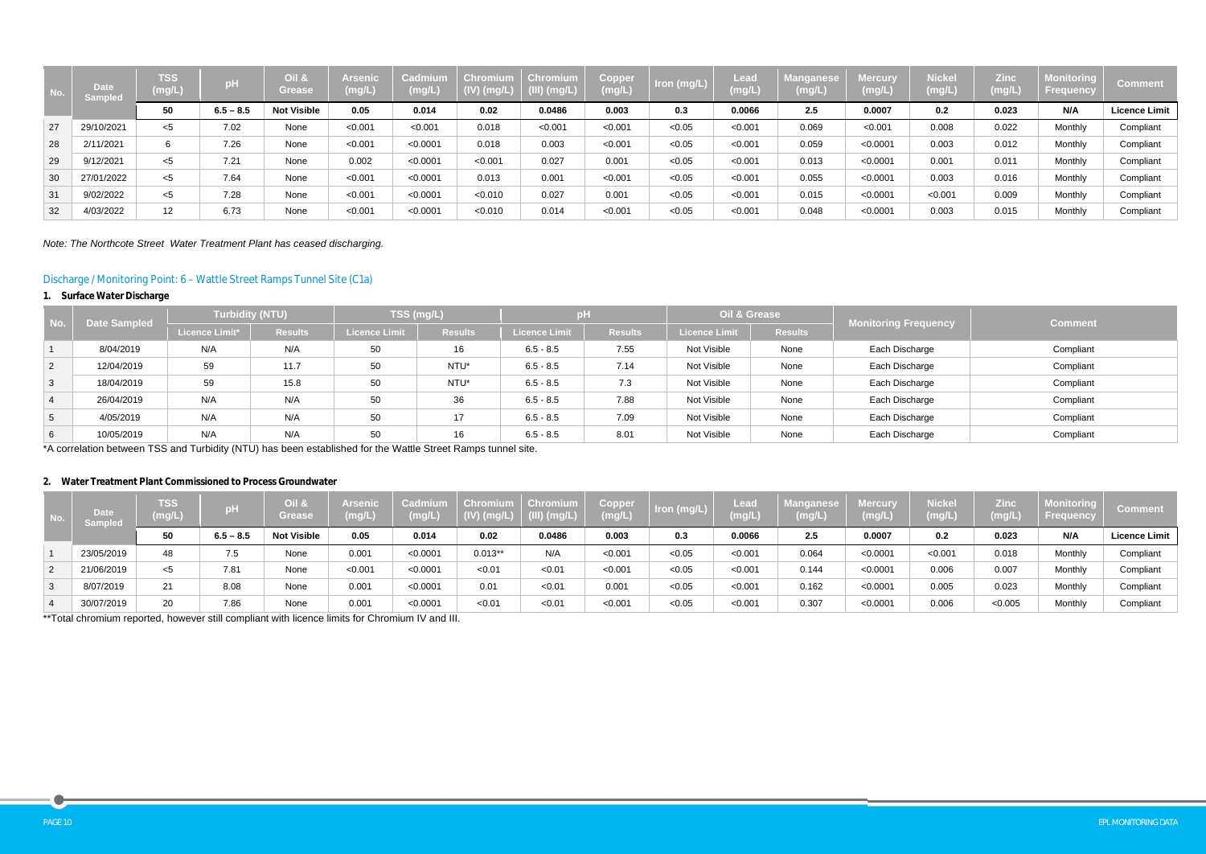| No. | Date Sampled | TSS (mg/L) | pH | Oil & Grease | Arsenic (mg/L) | Cadmium (mg/L) | Chromium (IV) (mg/L) | Chromium (III) (mg/L) | Copper (mg/L) | Iron (mg/L) | Lead (mg/L) | Manganese (mg/L) | Mercury (mg/L) | Nickel (mg/L) | Zinc (mg/L) | Monitoring Frequency | Comment |
|---|---|---|---|---|---|---|---|---|---|---|---|---|---|---|---|---|---|
| | | **50** | **6.5 – 8.5** | **Not Visible** | **0.05** | **0.014** | **0.02** | **0.0486** | **0.003** | **0.3** | **0.0066** | **2.5** | **0.0007** | **0.2** | **0.023** | **N/A** | **Licence Limit** |
| 27 | 29/10/2021 | <5 | 7.02 | None | <0.001 | <0.001 | 0.018 | <0.001 | <0.001 | <0.05 | <0.001 | 0.069 | <0.001 | 0.008 | 0.022 | Monthly | Compliant |
| 28 | 2/11/2021 | 6 | 7.26 | None | <0.001 | <0.0001 | 0.018 | 0.003 | <0.001 | <0.05 | <0.001 | 0.059 | <0.0001 | 0.003 | 0.012 | Monthly | Compliant |
| 29 | 9/12/2021 | <5 | 7.21 | None | 0.002 | <0.0001 | <0.001 | 0.027 | 0.001 | <0.05 | <0.001 | 0.013 | <0.0001 | 0.001 | 0.011 | Monthly | Compliant |
| 30 | 27/01/2022 | <5 | 7.64 | None | <0.001 | <0.0001 | 0.013 | 0.001 | <0.001 | <0.05 | <0.001 | 0.055 | <0.0001 | 0.003 | 0.016 | Monthly | Compliant |
| 31 | 9/02/2022 | <5 | 7.28 | None | <0.001 | <0.0001 | <0.010 | 0.027 | 0.001 | <0.05 | <0.001 | 0.015 | <0.0001 | <0.001 | 0.009 | Monthly | Compliant |
| 32 | 4/03/2022 | 12 | 6.73 | None | <0.001 | <0.0001 | <0.010 | 0.014 | <0.001 | <0.05 | <0.001 | 0.048 | <0.0001 | 0.003 | 0.015 | Monthly | Compliant |

*Note: The Northcote Street Water Treatment Plant has ceased discharging.*

## Discharge / Monitoring Point: 6 – Wattle Street Ramps Tunnel Site (C1a)

### 1. Surface Water Discharge

| No. | Date Sampled | Turbidity (NTU) | | TSS (mg/L) | | pH | | Oil & Grease | | Monitoring Frequency | Comment |
|---|---|---|---|---|---|---|---|---|---|---|---|
| | | Licence Limit* | Results | Licence Limit | Results | Licence Limit | Results | Licence Limit | Results | | |
| 1 | 8/04/2019 | N/A | N/A | 50 | 16 | 6.5 - 8.5 | 7.55 | Not Visible | None | Each Discharge | Compliant |
| 2 | 12/04/2019 | 59 | 11.7 | 50 | NTU* | 6.5 - 8.5 | 7.14 | Not Visible | None | Each Discharge | Compliant |
| 3 | 18/04/2019 | 59 | 15.8 | 50 | NTU* | 6.5 - 8.5 | 7.3 | Not Visible | None | Each Discharge | Compliant |
| 4 | 26/04/2019 | N/A | N/A | 50 | 36 | 6.5 - 8.5 | 7.88 | Not Visible | None | Each Discharge | Compliant |
| 5 | 4/05/2019 | N/A | N/A | 50 | 17 | 6.5 - 8.5 | 7.09 | Not Visible | None | Each Discharge | Compliant |
| 6 | 10/05/2019 | N/A | N/A | 50 | 16 | 6.5 - 8.5 | 8.01 | Not Visible | None | Each Discharge | Compliant |

*A correlation between TSS and Turbidity (NTU) has been established for the Wattle Street Ramps tunnel site.

### 2. Water Treatment Plant Commissioned to Process Groundwater

| No. | Date Sampled | TSS (mg/L) | pH | Oil & Grease | Arsenic (mg/L) | Cadmium (mg/L) | Chromium (IV) (mg/L) | Chromium (III) (mg/L) | Copper (mg/L) | Iron (mg/L) | Lead (mg/L) | Manganese (mg/L) | Mercury (mg/L) | Nickel (mg/L) | Zinc (mg/L) | Monitoring Frequency | Comment |
|---|---|---|---|---|---|---|---|---|---|---|---|---|---|---|---|---|---|
| | | **50** | **6.5 – 8.5** | **Not Visible** | **0.05** | **0.014** | **0.02** | **0.0486** | **0.003** | **0.3** | **0.0066** | **2.5** | **0.0007** | **0.2** | **0.023** | **N/A** | **Licence Limit** |
| 1 | 23/05/2019 | 48 | 7.5 | None | 0.001 | <0.0001 | 0.013** | N/A | <0.001 | <0.05 | <0.001 | 0.064 | <0.0001 | <0.001 | 0.018 | Monthly | Compliant |
| 2 | 21/06/2019 | <5 | 7.81 | None | <0.001 | <0.0001 | <0.01 | <0.01 | <0.001 | <0.05 | <0.001 | 0.144 | <0.0001 | 0.006 | 0.007 | Monthly | Compliant |
| 3 | 8/07/2019 | 21 | 8.08 | None | 0.001 | <0.0001 | 0.01 | <0.01 | 0.001 | <0.05 | <0.001 | 0.162 | <0.0001 | 0.005 | 0.023 | Monthly | Compliant |
| 4 | 30/07/2019 | 20 | 7.86 | None | 0.001 | <0.0001 | <0.01 | <0.01 | <0.001 | <0.05 | <0.001 | 0.307 | <0.0001 | 0.006 | <0.005 | Monthly | Compliant |

**Total chromium reported, however still compliant with licence limits for Chromium IV and III.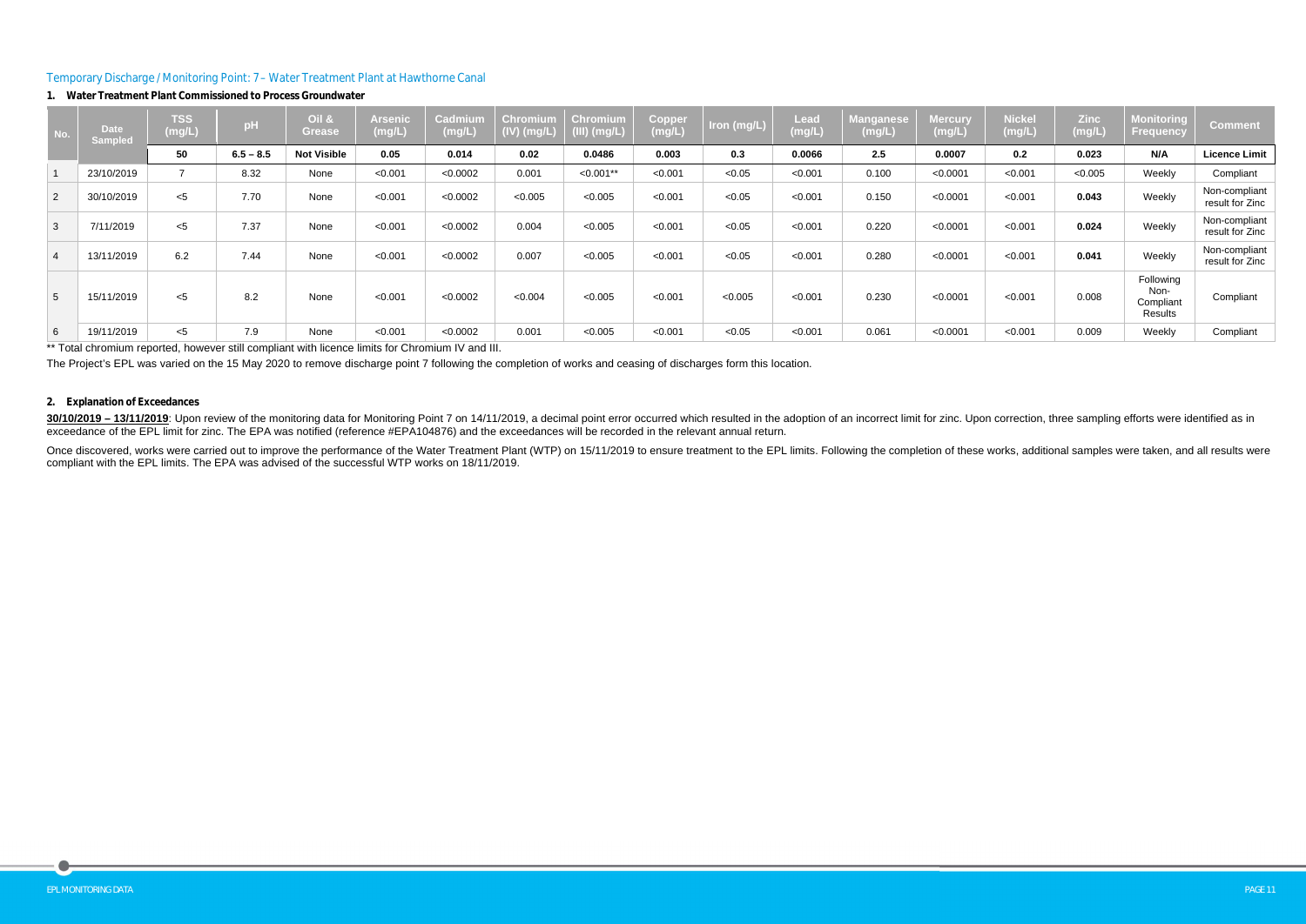Temporary Discharge / Monitoring Point: 7 – Water Treatment Plant at Hawthorne Canal

**1. Water Treatment Plant Commissioned to Process Groundwater**

| No. | Date Sampled | TSS (mg/L) | pH | Oil & Grease | Arsenic (mg/L) | Cadmium (mg/L) | Chromium (IV) (mg/L) | Chromium (III) (mg/L) | Copper (mg/L) | Iron (mg/L) | Lead (mg/L) | Manganese (mg/L) | Mercury (mg/L) | Nickel (mg/L) | Zinc (mg/L) | Monitoring Frequency | Comment |
|---|---|---|---|---|---|---|---|---|---|---|---|---|---|---|---|---|---|
| | | **50** | **6.5 – 8.5** | **Not Visible** | **0.05** | **0.014** | **0.02** | **0.0486** | **0.003** | **0.3** | **0.0066** | **2.5** | **0.0007** | **0.2** | **0.023** | **N/A** | **Licence Limit** |
| 1 | 23/10/2019 | 7 | 8.32 | None | <0.001 | <0.0002 | 0.001 | <0.001** | <0.001 | <0.05 | <0.001 | 0.100 | <0.0001 | <0.001 | <0.005 | Weekly | Compliant |
| 2 | 30/10/2019 | <5 | 7.70 | None | <0.001 | <0.0002 | <0.005 | <0.005 | <0.001 | <0.05 | <0.001 | 0.150 | <0.0001 | <0.001 | **0.043** | Weekly | Non-compliant result for Zinc |
| 3 | 7/11/2019 | <5 | 7.37 | None | <0.001 | <0.0002 | 0.004 | <0.005 | <0.001 | <0.05 | <0.001 | 0.220 | <0.0001 | <0.001 | **0.024** | Weekly | Non-compliant result for Zinc |
| 4 | 13/11/2019 | 6.2 | 7.44 | None | <0.001 | <0.0002 | 0.007 | <0.005 | <0.001 | <0.05 | <0.001 | 0.280 | <0.0001 | <0.001 | **0.041** | Weekly | Non-compliant result for Zinc |
| 5 | 15/11/2019 | <5 | 8.2 | None | <0.001 | <0.0002 | <0.004 | <0.005 | <0.001 | <0.005 | <0.001 | 0.230 | <0.0001 | <0.001 | 0.008 | Following Non-Compliant Results | Compliant |
| 6 | 19/11/2019 | <5 | 7.9 | None | <0.001 | <0.0002 | 0.001 | <0.005 | <0.001 | <0.05 | <0.001 | 0.061 | <0.0001 | <0.001 | 0.009 | Weekly | Compliant |

** Total chromium reported, however still compliant with licence limits for Chromium IV and III.

The Project's EPL was varied on the 15 May 2020 to remove discharge point 7 following the completion of works and ceasing of discharges form this location.

**2. Explanation of Exceedances**

**30/10/2019 – 13/11/2019**: Upon review of the monitoring data for Monitoring Point 7 on 14/11/2019, a decimal point error occurred which resulted in the adoption of an incorrect limit for zinc. Upon correction, three sampling efforts were identified as in exceedance of the EPL limit for zinc. The EPA was notified (reference #EPA104876) and the exceedances will be recorded in the relevant annual return.

Once discovered, works were carried out to improve the performance of the Water Treatment Plant (WTP) on 15/11/2019 to ensure treatment to the EPL limits. Following the completion of these works, additional samples were taken, and all results were compliant with the EPL limits. The EPA was advised of the successful WTP works on 18/11/2019.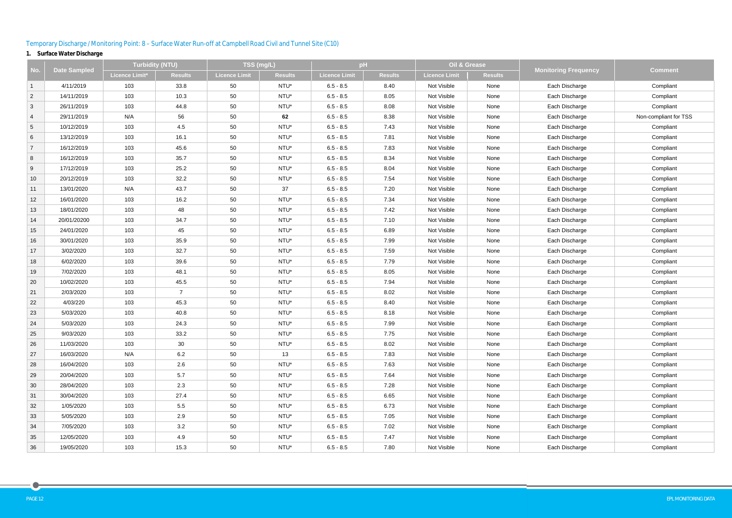Temporary Discharge / Monitoring Point: 8 – Surface Water Run-off at Campbell Road Civil and Tunnel Site (C10)

**1. Surface Water Discharge**

| No. | Date Sampled | Turbidity (NTU) | | TSS (mg/L) | | pH | | Oil & Grease | | Monitoring Frequency | Comment |
|---|---|---|---|---|---|---|---|---|---|---|---|
| | | Licence Limit* | Results | Licence Limit | Results | Licence Limit | Results | Licence Limit | Results | | |
| 1 | 4/11/2019 | 103 | 33.8 | 50 | NTU* | 6.5 - 8.5 | 8.40 | Not Visible | None | Each Discharge | Compliant |
| 2 | 14/11/2019 | 103 | 10.3 | 50 | NTU* | 6.5 - 8.5 | 8.05 | Not Visible | None | Each Discharge | Compliant |
| 3 | 26/11/2019 | 103 | 44.8 | 50 | NTU* | 6.5 - 8.5 | 8.08 | Not Visible | None | Each Discharge | Compliant |
| 4 | 29/11/2019 | N/A | 56 | 50 | **62** | 6.5 - 8.5 | 8.38 | Not Visible | None | Each Discharge | Non-compliant for TSS |
| 5 | 10/12/2019 | 103 | 4.5 | 50 | NTU* | 6.5 - 8.5 | 7.43 | Not Visible | None | Each Discharge | Compliant |
| 6 | 13/12/2019 | 103 | 16.1 | 50 | NTU* | 6.5 - 8.5 | 7.81 | Not Visible | None | Each Discharge | Compliant |
| 7 | 16/12/2019 | 103 | 45.6 | 50 | NTU* | 6.5 - 8.5 | 7.83 | Not Visible | None | Each Discharge | Compliant |
| 8 | 16/12/2019 | 103 | 35.7 | 50 | NTU* | 6.5 - 8.5 | 8.34 | Not Visible | None | Each Discharge | Compliant |
| 9 | 17/12/2019 | 103 | 25.2 | 50 | NTU* | 6.5 - 8.5 | 8.04 | Not Visible | None | Each Discharge | Compliant |
| 10 | 20/12/2019 | 103 | 32.2 | 50 | NTU* | 6.5 - 8.5 | 7.54 | Not Visible | None | Each Discharge | Compliant |
| 11 | 13/01/2020 | N/A | 43.7 | 50 | 37 | 6.5 - 8.5 | 7.20 | Not Visible | None | Each Discharge | Compliant |
| 12 | 16/01/2020 | 103 | 16.2 | 50 | NTU* | 6.5 - 8.5 | 7.34 | Not Visible | None | Each Discharge | Compliant |
| 13 | 18/01/2020 | 103 | 48 | 50 | NTU* | 6.5 - 8.5 | 7.42 | Not Visible | None | Each Discharge | Compliant |
| 14 | 20/01/20200 | 103 | 34.7 | 50 | NTU* | 6.5 - 8.5 | 7.10 | Not Visible | None | Each Discharge | Compliant |
| 15 | 24/01/2020 | 103 | 45 | 50 | NTU* | 6.5 - 8.5 | 6.89 | Not Visible | None | Each Discharge | Compliant |
| 16 | 30/01/2020 | 103 | 35.9 | 50 | NTU* | 6.5 - 8.5 | 7.99 | Not Visible | None | Each Discharge | Compliant |
| 17 | 3/02/2020 | 103 | 32.7 | 50 | NTU* | 6.5 - 8.5 | 7.59 | Not Visible | None | Each Discharge | Compliant |
| 18 | 6/02/2020 | 103 | 39.6 | 50 | NTU* | 6.5 - 8.5 | 7.79 | Not Visible | None | Each Discharge | Compliant |
| 19 | 7/02/2020 | 103 | 48.1 | 50 | NTU* | 6.5 - 8.5 | 8.05 | Not Visible | None | Each Discharge | Compliant |
| 20 | 10/02/2020 | 103 | 45.5 | 50 | NTU* | 6.5 - 8.5 | 7.94 | Not Visible | None | Each Discharge | Compliant |
| 21 | 2/03/2020 | 103 | 7 | 50 | NTU* | 6.5 - 8.5 | 8.02 | Not Visible | None | Each Discharge | Compliant |
| 22 | 4/03/220 | 103 | 45.3 | 50 | NTU* | 6.5 - 8.5 | 8.40 | Not Visible | None | Each Discharge | Compliant |
| 23 | 5/03/2020 | 103 | 40.8 | 50 | NTU* | 6.5 - 8.5 | 8.18 | Not Visible | None | Each Discharge | Compliant |
| 24 | 5/03/2020 | 103 | 24.3 | 50 | NTU* | 6.5 - 8.5 | 7.99 | Not Visible | None | Each Discharge | Compliant |
| 25 | 9/03/2020 | 103 | 33.2 | 50 | NTU* | 6.5 - 8.5 | 7.75 | Not Visible | None | Each Discharge | Compliant |
| 26 | 11/03/2020 | 103 | 30 | 50 | NTU* | 6.5 - 8.5 | 8.02 | Not Visible | None | Each Discharge | Compliant |
| 27 | 16/03/2020 | N/A | 6.2 | 50 | 13 | 6.5 - 8.5 | 7.83 | Not Visible | None | Each Discharge | Compliant |
| 28 | 16/04/2020 | 103 | 2.6 | 50 | NTU* | 6.5 - 8.5 | 7.63 | Not Visible | None | Each Discharge | Compliant |
| 29 | 20/04/2020 | 103 | 5.7 | 50 | NTU* | 6.5 - 8.5 | 7.64 | Not Visible | None | Each Discharge | Compliant |
| 30 | 28/04/2020 | 103 | 2.3 | 50 | NTU* | 6.5 - 8.5 | 7.28 | Not Visible | None | Each Discharge | Compliant |
| 31 | 30/04/2020 | 103 | 27.4 | 50 | NTU* | 6.5 - 8.5 | 6.65 | Not Visible | None | Each Discharge | Compliant |
| 32 | 1/05/2020 | 103 | 5.5 | 50 | NTU* | 6.5 - 8.5 | 6.73 | Not Visible | None | Each Discharge | Compliant |
| 33 | 5/05/2020 | 103 | 2.9 | 50 | NTU* | 6.5 - 8.5 | 7.05 | Not Visible | None | Each Discharge | Compliant |
| 34 | 7/05/2020 | 103 | 3.2 | 50 | NTU* | 6.5 - 8.5 | 7.02 | Not Visible | None | Each Discharge | Compliant |
| 35 | 12/05/2020 | 103 | 4.9 | 50 | NTU* | 6.5 - 8.5 | 7.47 | Not Visible | None | Each Discharge | Compliant |
| 36 | 19/05/2020 | 103 | 15.3 | 50 | NTU* | 6.5 - 8.5 | 7.80 | Not Visible | None | Each Discharge | Compliant |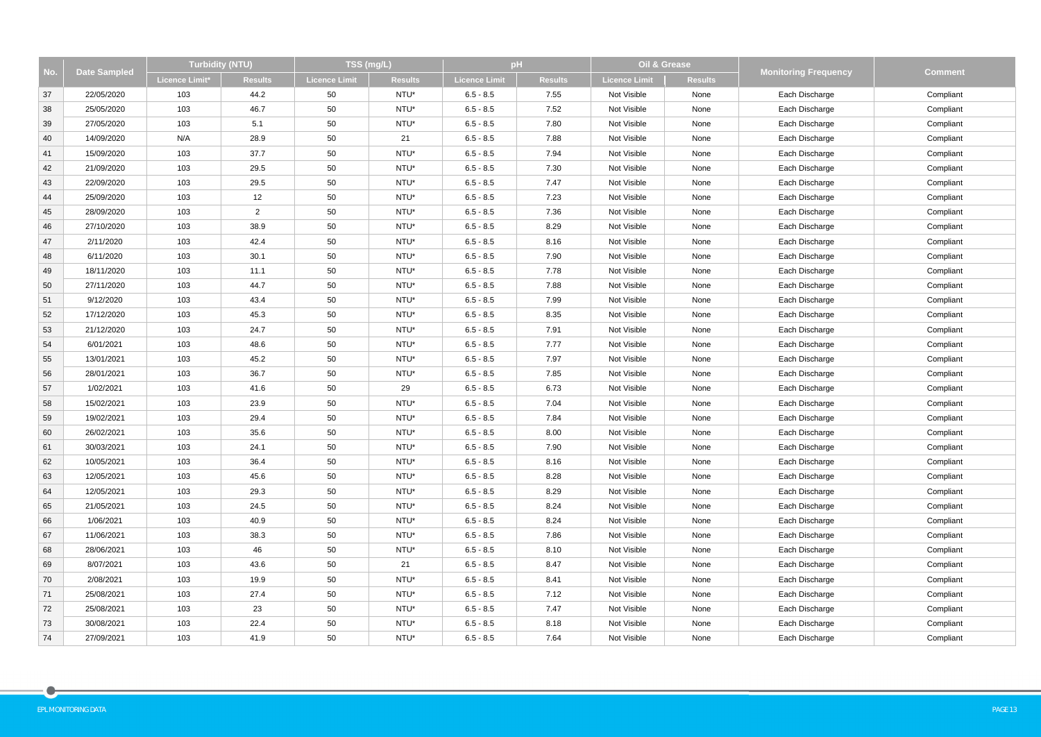| No. | Date Sampled | Turbidity (NTU) | | TSS (mg/L) | | pH | | Oil & Grease | | Monitoring Frequency | Comment |
|---|---|---|---|---|---|---|---|---|---|---|---|
| | | Licence Limit* | Results | Licence Limit | Results | Licence Limit | Results | Licence Limit | Results | | |
| 37 | 22/05/2020 | 103 | 44.2 | 50 | NTU* | 6.5 - 8.5 | 7.55 | Not Visible | None | Each Discharge | Compliant |
| 38 | 25/05/2020 | 103 | 46.7 | 50 | NTU* | 6.5 - 8.5 | 7.52 | Not Visible | None | Each Discharge | Compliant |
| 39 | 27/05/2020 | 103 | 5.1 | 50 | NTU* | 6.5 - 8.5 | 7.80 | Not Visible | None | Each Discharge | Compliant |
| 40 | 14/09/2020 | N/A | 28.9 | 50 | 21 | 6.5 - 8.5 | 7.88 | Not Visible | None | Each Discharge | Compliant |
| 41 | 15/09/2020 | 103 | 37.7 | 50 | NTU* | 6.5 - 8.5 | 7.94 | Not Visible | None | Each Discharge | Compliant |
| 42 | 21/09/2020 | 103 | 29.5 | 50 | NTU* | 6.5 - 8.5 | 7.30 | Not Visible | None | Each Discharge | Compliant |
| 43 | 22/09/2020 | 103 | 29.5 | 50 | NTU* | 6.5 - 8.5 | 7.47 | Not Visible | None | Each Discharge | Compliant |
| 44 | 25/09/2020 | 103 | 12 | 50 | NTU* | 6.5 - 8.5 | 7.23 | Not Visible | None | Each Discharge | Compliant |
| 45 | 28/09/2020 | 103 | 2 | 50 | NTU* | 6.5 - 8.5 | 7.36 | Not Visible | None | Each Discharge | Compliant |
| 46 | 27/10/2020 | 103 | 38.9 | 50 | NTU* | 6.5 - 8.5 | 8.29 | Not Visible | None | Each Discharge | Compliant |
| 47 | 2/11/2020 | 103 | 42.4 | 50 | NTU* | 6.5 - 8.5 | 8.16 | Not Visible | None | Each Discharge | Compliant |
| 48 | 6/11/2020 | 103 | 30.1 | 50 | NTU* | 6.5 - 8.5 | 7.90 | Not Visible | None | Each Discharge | Compliant |
| 49 | 18/11/2020 | 103 | 11.1 | 50 | NTU* | 6.5 - 8.5 | 7.78 | Not Visible | None | Each Discharge | Compliant |
| 50 | 27/11/2020 | 103 | 44.7 | 50 | NTU* | 6.5 - 8.5 | 7.88 | Not Visible | None | Each Discharge | Compliant |
| 51 | 9/12/2020 | 103 | 43.4 | 50 | NTU* | 6.5 - 8.5 | 7.99 | Not Visible | None | Each Discharge | Compliant |
| 52 | 17/12/2020 | 103 | 45.3 | 50 | NTU* | 6.5 - 8.5 | 8.35 | Not Visible | None | Each Discharge | Compliant |
| 53 | 21/12/2020 | 103 | 24.7 | 50 | NTU* | 6.5 - 8.5 | 7.91 | Not Visible | None | Each Discharge | Compliant |
| 54 | 6/01/2021 | 103 | 48.6 | 50 | NTU* | 6.5 - 8.5 | 7.77 | Not Visible | None | Each Discharge | Compliant |
| 55 | 13/01/2021 | 103 | 45.2 | 50 | NTU* | 6.5 - 8.5 | 7.97 | Not Visible | None | Each Discharge | Compliant |
| 56 | 28/01/2021 | 103 | 36.7 | 50 | NTU* | 6.5 - 8.5 | 7.85 | Not Visible | None | Each Discharge | Compliant |
| 57 | 1/02/2021 | 103 | 41.6 | 50 | 29 | 6.5 - 8.5 | 6.73 | Not Visible | None | Each Discharge | Compliant |
| 58 | 15/02/2021 | 103 | 23.9 | 50 | NTU* | 6.5 - 8.5 | 7.04 | Not Visible | None | Each Discharge | Compliant |
| 59 | 19/02/2021 | 103 | 29.4 | 50 | NTU* | 6.5 - 8.5 | 7.84 | Not Visible | None | Each Discharge | Compliant |
| 60 | 26/02/2021 | 103 | 35.6 | 50 | NTU* | 6.5 - 8.5 | 8.00 | Not Visible | None | Each Discharge | Compliant |
| 61 | 30/03/2021 | 103 | 24.1 | 50 | NTU* | 6.5 - 8.5 | 7.90 | Not Visible | None | Each Discharge | Compliant |
| 62 | 10/05/2021 | 103 | 36.4 | 50 | NTU* | 6.5 - 8.5 | 8.16 | Not Visible | None | Each Discharge | Compliant |
| 63 | 12/05/2021 | 103 | 45.6 | 50 | NTU* | 6.5 - 8.5 | 8.28 | Not Visible | None | Each Discharge | Compliant |
| 64 | 12/05/2021 | 103 | 29.3 | 50 | NTU* | 6.5 - 8.5 | 8.29 | Not Visible | None | Each Discharge | Compliant |
| 65 | 21/05/2021 | 103 | 24.5 | 50 | NTU* | 6.5 - 8.5 | 8.24 | Not Visible | None | Each Discharge | Compliant |
| 66 | 1/06/2021 | 103 | 40.9 | 50 | NTU* | 6.5 - 8.5 | 8.24 | Not Visible | None | Each Discharge | Compliant |
| 67 | 11/06/2021 | 103 | 38.3 | 50 | NTU* | 6.5 - 8.5 | 7.86 | Not Visible | None | Each Discharge | Compliant |
| 68 | 28/06/2021 | 103 | 46 | 50 | NTU* | 6.5 - 8.5 | 8.10 | Not Visible | None | Each Discharge | Compliant |
| 69 | 8/07/2021 | 103 | 43.6 | 50 | 21 | 6.5 - 8.5 | 8.47 | Not Visible | None | Each Discharge | Compliant |
| 70 | 2/08/2021 | 103 | 19.9 | 50 | NTU* | 6.5 - 8.5 | 8.41 | Not Visible | None | Each Discharge | Compliant |
| 71 | 25/08/2021 | 103 | 27.4 | 50 | NTU* | 6.5 - 8.5 | 7.12 | Not Visible | None | Each Discharge | Compliant |
| 72 | 25/08/2021 | 103 | 23 | 50 | NTU* | 6.5 - 8.5 | 7.47 | Not Visible | None | Each Discharge | Compliant |
| 73 | 30/08/2021 | 103 | 22.4 | 50 | NTU* | 6.5 - 8.5 | 8.18 | Not Visible | None | Each Discharge | Compliant |
| 74 | 27/09/2021 | 103 | 41.9 | 50 | NTU* | 6.5 - 8.5 | 7.64 | Not Visible | None | Each Discharge | Compliant |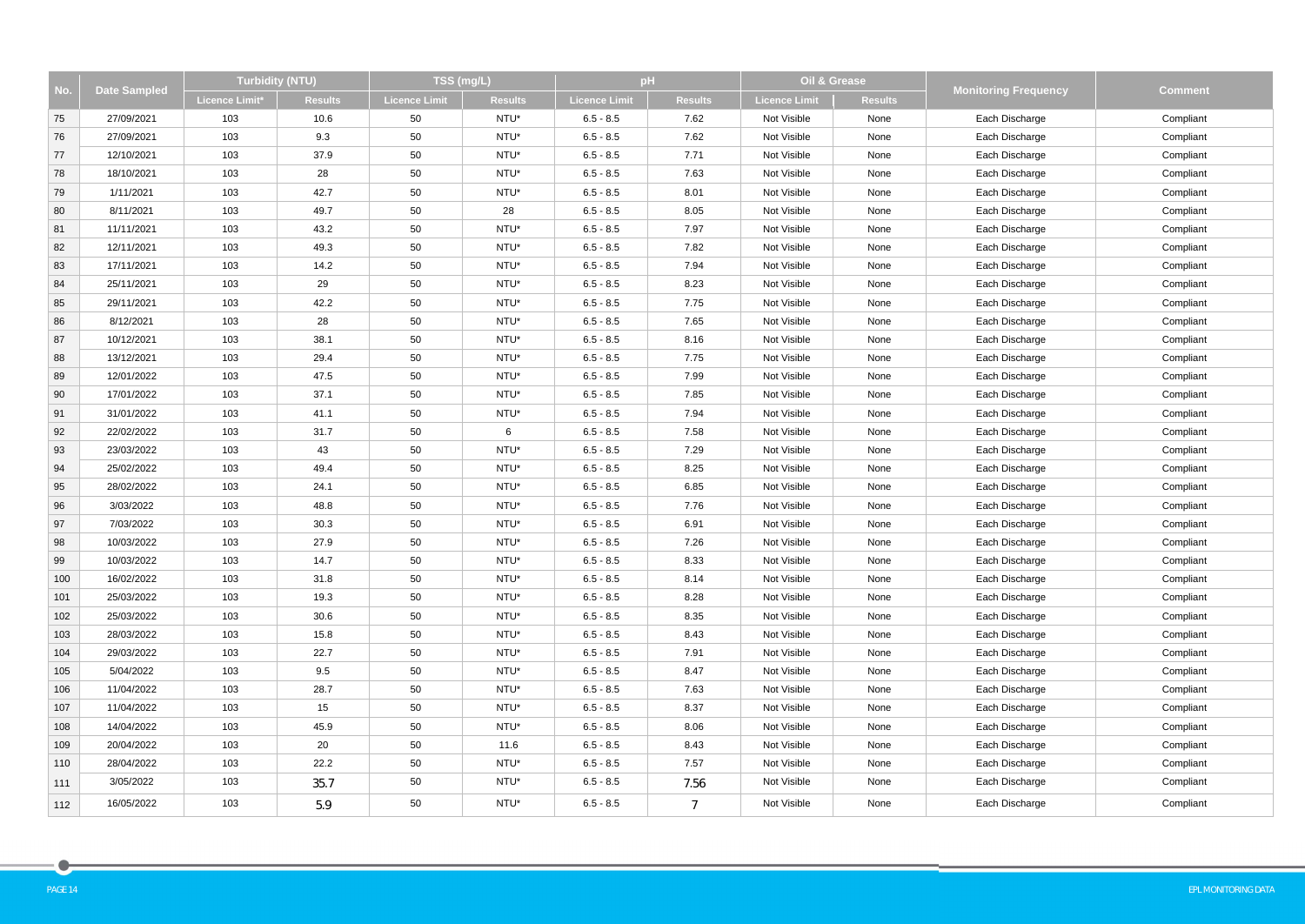| No. | Date Sampled | Turbidity (NTU) | | TSS (mg/L) | | pH | | Oil & Grease | | Monitoring Frequency | Comment |
|---|---|---|---|---|---|---|---|---|---|---|---|
| | | Licence Limit* | Results | Licence Limit | Results | Licence Limit | Results | Licence Limit | Results | | |
| 75 | 27/09/2021 | 103 | 10.6 | 50 | NTU* | 6.5 - 8.5 | 7.62 | Not Visible | None | Each Discharge | Compliant |
| 76 | 27/09/2021 | 103 | 9.3 | 50 | NTU* | 6.5 - 8.5 | 7.62 | Not Visible | None | Each Discharge | Compliant |
| 77 | 12/10/2021 | 103 | 37.9 | 50 | NTU* | 6.5 - 8.5 | 7.71 | Not Visible | None | Each Discharge | Compliant |
| 78 | 18/10/2021 | 103 | 28 | 50 | NTU* | 6.5 - 8.5 | 7.63 | Not Visible | None | Each Discharge | Compliant |
| 79 | 1/11/2021 | 103 | 42.7 | 50 | NTU* | 6.5 - 8.5 | 8.01 | Not Visible | None | Each Discharge | Compliant |
| 80 | 8/11/2021 | 103 | 49.7 | 50 | 28 | 6.5 - 8.5 | 8.05 | Not Visible | None | Each Discharge | Compliant |
| 81 | 11/11/2021 | 103 | 43.2 | 50 | NTU* | 6.5 - 8.5 | 7.97 | Not Visible | None | Each Discharge | Compliant |
| 82 | 12/11/2021 | 103 | 49.3 | 50 | NTU* | 6.5 - 8.5 | 7.82 | Not Visible | None | Each Discharge | Compliant |
| 83 | 17/11/2021 | 103 | 14.2 | 50 | NTU* | 6.5 - 8.5 | 7.94 | Not Visible | None | Each Discharge | Compliant |
| 84 | 25/11/2021 | 103 | 29 | 50 | NTU* | 6.5 - 8.5 | 8.23 | Not Visible | None | Each Discharge | Compliant |
| 85 | 29/11/2021 | 103 | 42.2 | 50 | NTU* | 6.5 - 8.5 | 7.75 | Not Visible | None | Each Discharge | Compliant |
| 86 | 8/12/2021 | 103 | 28 | 50 | NTU* | 6.5 - 8.5 | 7.65 | Not Visible | None | Each Discharge | Compliant |
| 87 | 10/12/2021 | 103 | 38.1 | 50 | NTU* | 6.5 - 8.5 | 8.16 | Not Visible | None | Each Discharge | Compliant |
| 88 | 13/12/2021 | 103 | 29.4 | 50 | NTU* | 6.5 - 8.5 | 7.75 | Not Visible | None | Each Discharge | Compliant |
| 89 | 12/01/2022 | 103 | 47.5 | 50 | NTU* | 6.5 - 8.5 | 7.99 | Not Visible | None | Each Discharge | Compliant |
| 90 | 17/01/2022 | 103 | 37.1 | 50 | NTU* | 6.5 - 8.5 | 7.85 | Not Visible | None | Each Discharge | Compliant |
| 91 | 31/01/2022 | 103 | 41.1 | 50 | NTU* | 6.5 - 8.5 | 7.94 | Not Visible | None | Each Discharge | Compliant |
| 92 | 22/02/2022 | 103 | 31.7 | 50 | 6 | 6.5 - 8.5 | 7.58 | Not Visible | None | Each Discharge | Compliant |
| 93 | 23/03/2022 | 103 | 43 | 50 | NTU* | 6.5 - 8.5 | 7.29 | Not Visible | None | Each Discharge | Compliant |
| 94 | 25/02/2022 | 103 | 49.4 | 50 | NTU* | 6.5 - 8.5 | 8.25 | Not Visible | None | Each Discharge | Compliant |
| 95 | 28/02/2022 | 103 | 24.1 | 50 | NTU* | 6.5 - 8.5 | 6.85 | Not Visible | None | Each Discharge | Compliant |
| 96 | 3/03/2022 | 103 | 48.8 | 50 | NTU* | 6.5 - 8.5 | 7.76 | Not Visible | None | Each Discharge | Compliant |
| 97 | 7/03/2022 | 103 | 30.3 | 50 | NTU* | 6.5 - 8.5 | 6.91 | Not Visible | None | Each Discharge | Compliant |
| 98 | 10/03/2022 | 103 | 27.9 | 50 | NTU* | 6.5 - 8.5 | 7.26 | Not Visible | None | Each Discharge | Compliant |
| 99 | 10/03/2022 | 103 | 14.7 | 50 | NTU* | 6.5 - 8.5 | 8.33 | Not Visible | None | Each Discharge | Compliant |
| 100 | 16/02/2022 | 103 | 31.8 | 50 | NTU* | 6.5 - 8.5 | 8.14 | Not Visible | None | Each Discharge | Compliant |
| 101 | 25/03/2022 | 103 | 19.3 | 50 | NTU* | 6.5 - 8.5 | 8.28 | Not Visible | None | Each Discharge | Compliant |
| 102 | 25/03/2022 | 103 | 30.6 | 50 | NTU* | 6.5 - 8.5 | 8.35 | Not Visible | None | Each Discharge | Compliant |
| 103 | 28/03/2022 | 103 | 15.8 | 50 | NTU* | 6.5 - 8.5 | 8.43 | Not Visible | None | Each Discharge | Compliant |
| 104 | 29/03/2022 | 103 | 22.7 | 50 | NTU* | 6.5 - 8.5 | 7.91 | Not Visible | None | Each Discharge | Compliant |
| 105 | 5/04/2022 | 103 | 9.5 | 50 | NTU* | 6.5 - 8.5 | 8.47 | Not Visible | None | Each Discharge | Compliant |
| 106 | 11/04/2022 | 103 | 28.7 | 50 | NTU* | 6.5 - 8.5 | 7.63 | Not Visible | None | Each Discharge | Compliant |
| 107 | 11/04/2022 | 103 | 15 | 50 | NTU* | 6.5 - 8.5 | 8.37 | Not Visible | None | Each Discharge | Compliant |
| 108 | 14/04/2022 | 103 | 45.9 | 50 | NTU* | 6.5 - 8.5 | 8.06 | Not Visible | None | Each Discharge | Compliant |
| 109 | 20/04/2022 | 103 | 20 | 50 | 11.6 | 6.5 - 8.5 | 8.43 | Not Visible | None | Each Discharge | Compliant |
| 110 | 28/04/2022 | 103 | 22.2 | 50 | NTU* | 6.5 - 8.5 | 7.57 | Not Visible | None | Each Discharge | Compliant |
| 111 | 3/05/2022 | 103 | 35.7 | 50 | NTU* | 6.5 - 8.5 | 7.56 | Not Visible | None | Each Discharge | Compliant |
| 112 | 16/05/2022 | 103 | 5.9 | 50 | NTU* | 6.5 - 8.5 | 7 | Not Visible | None | Each Discharge | Compliant |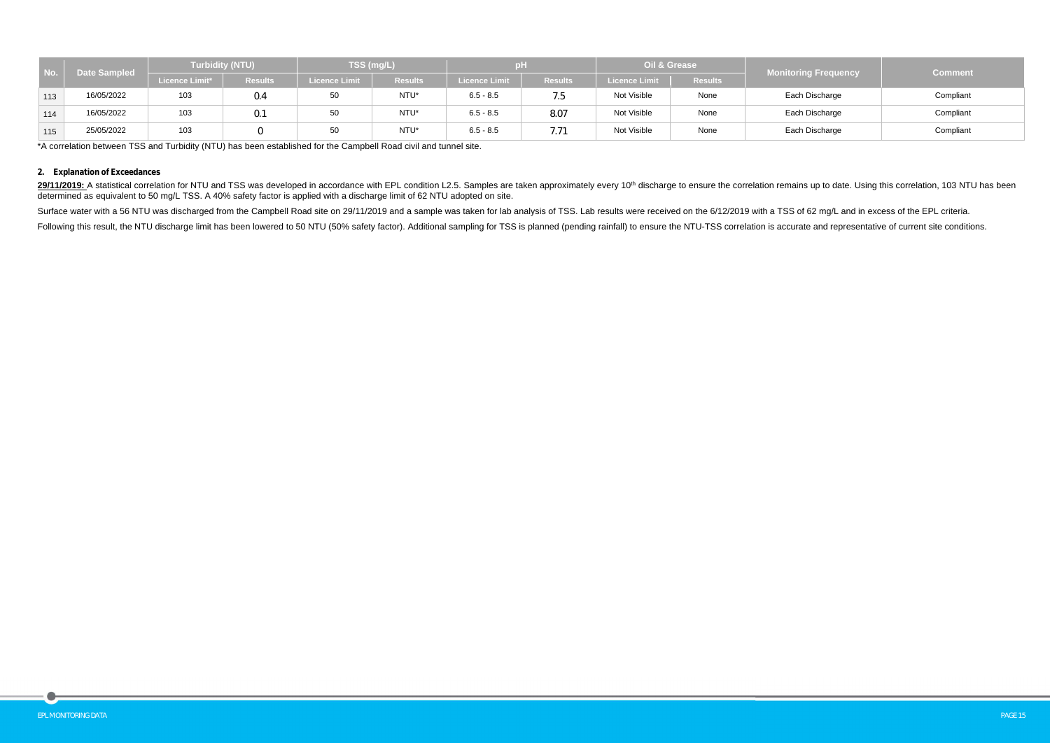| No. | Date Sampled | Turbidity (NTU) | | TSS (mg/L) | | pH | | Oil & Grease | | Monitoring Frequency | Comment |
|---|---|---|---|---|---|---|---|---|---|---|---|
| | | Licence Limit* | Results | Licence Limit | Results | Licence Limit | Results | Licence Limit | Results | | |
| 113 | 16/05/2022 | 103 | 0.4 | 50 | NTU* | 6.5 - 8.5 | 7.5 | Not Visible | None | Each Discharge | Compliant |
| 114 | 16/05/2022 | 103 | 0.1 | 50 | NTU* | 6.5 - 8.5 | 8.07 | Not Visible | None | Each Discharge | Compliant |
| 115 | 25/05/2022 | 103 | 0 | 50 | NTU* | 6.5 - 8.5 | 7.71 | Not Visible | None | Each Discharge | Compliant |

*A correlation between TSS and Turbidity (NTU) has been established for the Campbell Road civil and tunnel site.

## 2. Explanation of Exceedances

**29/11/2019:** A statistical correlation for NTU and TSS was developed in accordance with EPL condition L2.5. Samples are taken approximately every 10th discharge to ensure the correlation remains up to date. Using this correlation, 103 NTU has been determined as equivalent to 50 mg/L TSS. A 40% safety factor is applied with a discharge limit of 62 NTU adopted on site.

Surface water with a 56 NTU was discharged from the Campbell Road site on 29/11/2019 and a sample was taken for lab analysis of TSS. Lab results were received on the 6/12/2019 with a TSS of 62 mg/L and in excess of the EPL criteria.

Following this result, the NTU discharge limit has been lowered to 50 NTU (50% safety factor). Additional sampling for TSS is planned (pending rainfall) to ensure the NTU-TSS correlation is accurate and representative of current site conditions.